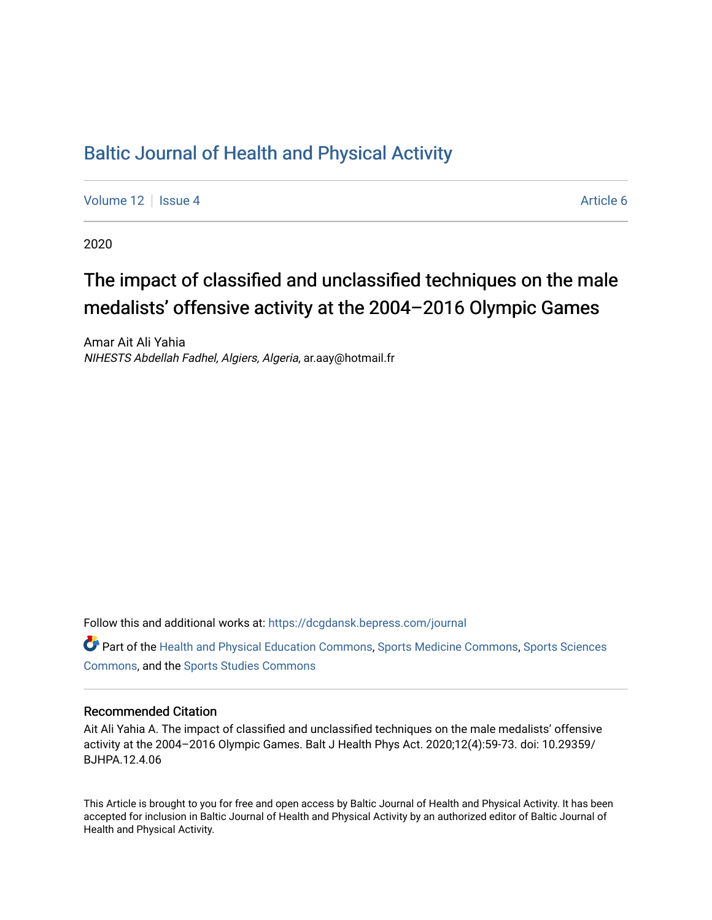# Baltic Journal of Health and Physical Activity

Volume 12 | Issue 4 | Article 6

2020

## The impact of classified and unclassified techniques on the male medalists' offensive activity at the 2004–2016 Olympic Games

Amar Ait Ali Yahia
*NIHESTS Abdellah Fadhel, Algiers, Algeria*, ar.aay@hotmail.fr

Follow this and additional works at: https://dcgdansk.bepress.com/journal

Part of the Health and Physical Education Commons, Sports Medicine Commons, Sports Sciences Commons, and the Sports Studies Commons

### Recommended Citation

Ait Ali Yahia A. The impact of classified and unclassified techniques on the male medalists' offensive activity at the 2004–2016 Olympic Games. Balt J Health Phys Act. 2020;12(4):59-73. doi: 10.29359/BJHPA.12.4.06

This Article is brought to you for free and open access by Baltic Journal of Health and Physical Activity. It has been accepted for inclusion in Baltic Journal of Health and Physical Activity by an authorized editor of Baltic Journal of Health and Physical Activity.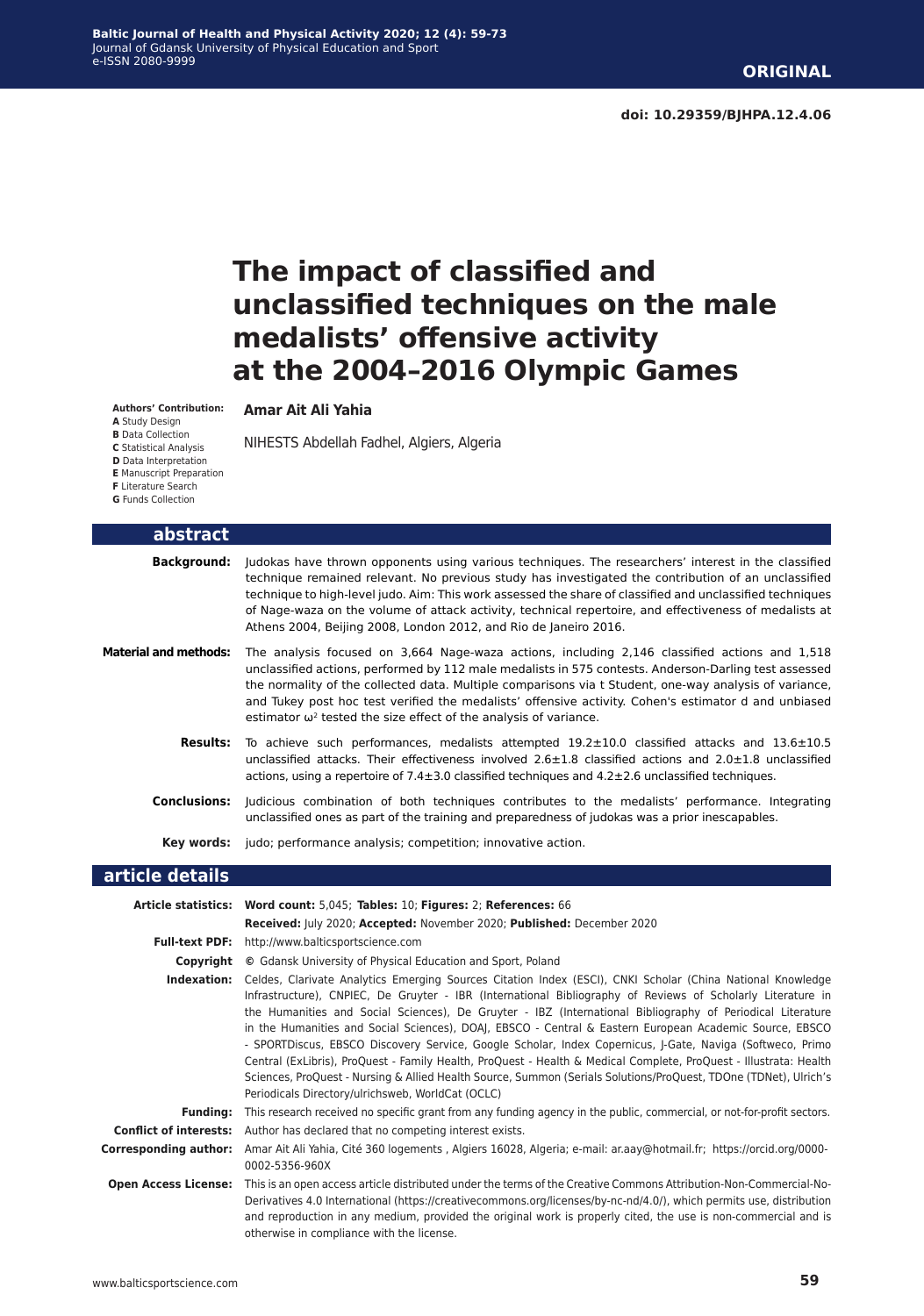**ORIGINAL**

**doi: 10.29359/BJHPA.12.4.06**

# The impact of classified and unclassified techniques on the male medalists' offensive activity at the 2004–2016 Olympic Games

**Authors' Contribution:**
**A** Study Design
**B** Data Collection
**C** Statistical Analysis
**D** Data Interpretation
**E** Manuscript Preparation
**F** Literature Search
**G** Funds Collection

**Amar Ait Ali Yahia**

NIHESTS Abdellah Fadhel, Algiers, Algeria

## abstract

**Background:** Judokas have thrown opponents using various techniques. The researchers' interest in the classified technique remained relevant. No previous study has investigated the contribution of an unclassified technique to high-level judo. Aim: This work assessed the share of classified and unclassified techniques of Nage-waza on the volume of attack activity, technical repertoire, and effectiveness of medalists at Athens 2004, Beijing 2008, London 2012, and Rio de Janeiro 2016.

**Material and methods:** The analysis focused on 3,664 Nage-waza actions, including 2,146 classified actions and 1,518 unclassified actions, performed by 112 male medalists in 575 contests. Anderson-Darling test assessed the normality of the collected data. Multiple comparisons via t Student, one-way analysis of variance, and Tukey post hoc test verified the medalists' offensive activity. Cohen's estimator d and unbiased estimator $\omega^2$ tested the size effect of the analysis of variance.

**Results:** To achieve such performances, medalists attempted 19.2±10.0 classified attacks and 13.6±10.5 unclassified attacks. Their effectiveness involved 2.6±1.8 classified actions and 2.0±1.8 unclassified actions, using a repertoire of 7.4±3.0 classified techniques and 4.2±2.6 unclassified techniques.

**Conclusions:** Judicious combination of both techniques contributes to the medalists' performance. Integrating unclassified ones as part of the training and preparedness of judokas was a prior inescapables.

**Key words:** judo; performance analysis; competition; innovative action.

## article details

**Article statistics:** **Word count:** 5,045; **Tables:** 10; **Figures:** 2; **References:** 66
**Received:** July 2020; **Accepted:** November 2020; **Published:** December 2020

**Full-text PDF:** http://www.balticsportscience.com

**Copyright** © Gdansk University of Physical Education and Sport, Poland

**Indexation:** Celdes, Clarivate Analytics Emerging Sources Citation Index (ESCI), CNKI Scholar (China National Knowledge Infrastructure), CNPIEC, De Gruyter - IBR (International Bibliography of Reviews of Scholarly Literature in the Humanities and Social Sciences), De Gruyter - IBZ (International Bibliography of Periodical Literature in the Humanities and Social Sciences), DOAJ, EBSCO - Central & Eastern European Academic Source, EBSCO - SPORTDiscus, EBSCO Discovery Service, Google Scholar, Index Copernicus, J-Gate, Naviga (Softweco, Primo Central (ExLibris), ProQuest - Family Health, ProQuest - Health & Medical Complete, ProQuest - Illustrata: Health Sciences, ProQuest - Nursing & Allied Health Source, Summon (Serials Solutions/ProQuest, TDOne (TDNet), Ulrich's Periodicals Directory/ulrichsweb, WorldCat (OCLC)

**Funding:** This research received no specific grant from any funding agency in the public, commercial, or not-for-profit sectors.

**Conflict of interests:** Author has declared that no competing interest exists.

**Corresponding author:** Amar Ait Ali Yahia, Cité 360 logements , Algiers 16028, Algeria; e-mail: ar.aay@hotmail.fr; https://orcid.org/0000-0002-5356-960X

**Open Access License:** This is an open access article distributed under the terms of the Creative Commons Attribution-Non-Commercial-No-Derivatives 4.0 International (https://creativecommons.org/licenses/by-nc-nd/4.0/), which permits use, distribution and reproduction in any medium, provided the original work is properly cited, the use is non-commercial and is otherwise in compliance with the license.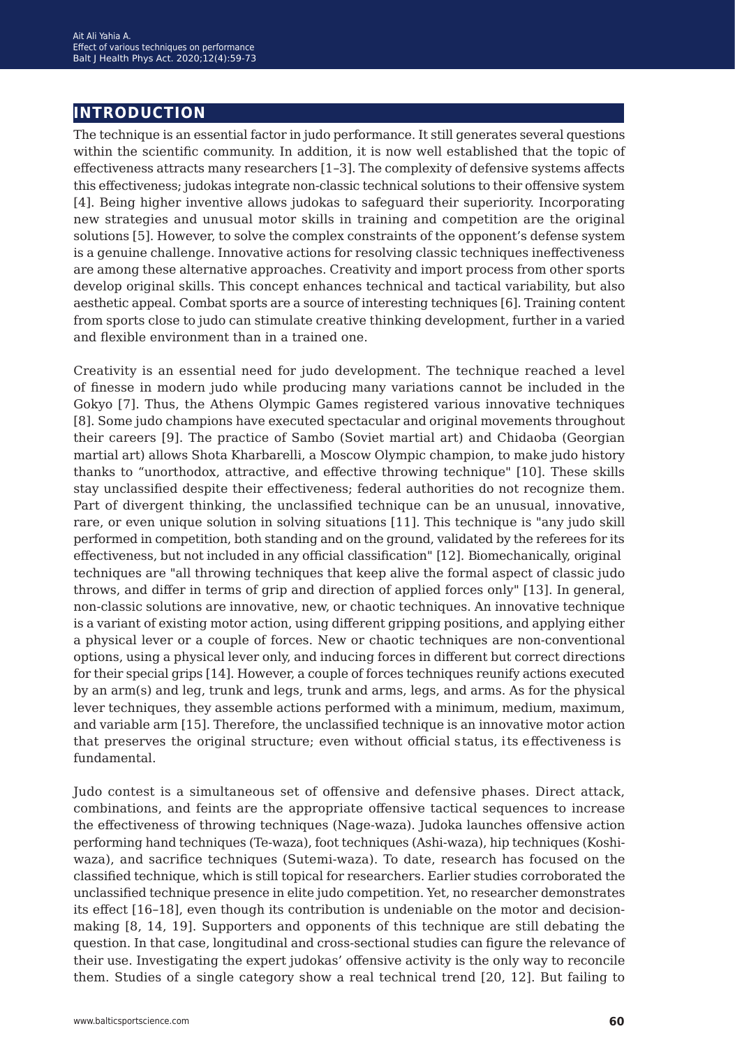## INTRODUCTION

The technique is an essential factor in judo performance. It still generates several questions within the scientific community. In addition, it is now well established that the topic of effectiveness attracts many researchers [1–3]. The complexity of defensive systems affects this effectiveness; judokas integrate non-classic technical solutions to their offensive system [4]. Being higher inventive allows judokas to safeguard their superiority. Incorporating new strategies and unusual motor skills in training and competition are the original solutions [5]. However, to solve the complex constraints of the opponent's defense system is a genuine challenge. Innovative actions for resolving classic techniques ineffectiveness are among these alternative approaches. Creativity and import process from other sports develop original skills. This concept enhances technical and tactical variability, but also aesthetic appeal. Combat sports are a source of interesting techniques [6]. Training content from sports close to judo can stimulate creative thinking development, further in a varied and flexible environment than in a trained one.

Creativity is an essential need for judo development. The technique reached a level of finesse in modern judo while producing many variations cannot be included in the Gokyo [7]. Thus, the Athens Olympic Games registered various innovative techniques [8]. Some judo champions have executed spectacular and original movements throughout their careers [9]. The practice of Sambo (Soviet martial art) and Chidaoba (Georgian martial art) allows Shota Kharbarelli, a Moscow Olympic champion, to make judo history thanks to "unorthodox, attractive, and effective throwing technique" [10]. These skills stay unclassified despite their effectiveness; federal authorities do not recognize them. Part of divergent thinking, the unclassified technique can be an unusual, innovative, rare, or even unique solution in solving situations [11]. This technique is "any judo skill performed in competition, both standing and on the ground, validated by the referees for its effectiveness, but not included in any official classification" [12]. Biomechanically, original techniques are "all throwing techniques that keep alive the formal aspect of classic judo throws, and differ in terms of grip and direction of applied forces only" [13]. In general, non-classic solutions are innovative, new, or chaotic techniques. An innovative technique is a variant of existing motor action, using different gripping positions, and applying either a physical lever or a couple of forces. New or chaotic techniques are non-conventional options, using a physical lever only, and inducing forces in different but correct directions for their special grips [14]. However, a couple of forces techniques reunify actions executed by an arm(s) and leg, trunk and legs, trunk and arms, legs, and arms. As for the physical lever techniques, they assemble actions performed with a minimum, medium, maximum, and variable arm [15]. Therefore, the unclassified technique is an innovative motor action that preserves the original structure; even without official status, its effectiveness is fundamental.

Judo contest is a simultaneous set of offensive and defensive phases. Direct attack, combinations, and feints are the appropriate offensive tactical sequences to increase the effectiveness of throwing techniques (Nage-waza). Judoka launches offensive action performing hand techniques (Te-waza), foot techniques (Ashi-waza), hip techniques (Koshi-waza), and sacrifice techniques (Sutemi-waza). To date, research has focused on the classified technique, which is still topical for researchers. Earlier studies corroborated the unclassified technique presence in elite judo competition. Yet, no researcher demonstrates its effect [16–18], even though its contribution is undeniable on the motor and decision-making [8, 14, 19]. Supporters and opponents of this technique are still debating the question. In that case, longitudinal and cross-sectional studies can figure the relevance of their use. Investigating the expert judokas' offensive activity is the only way to reconcile them. Studies of a single category show a real technical trend [20, 12]. But failing to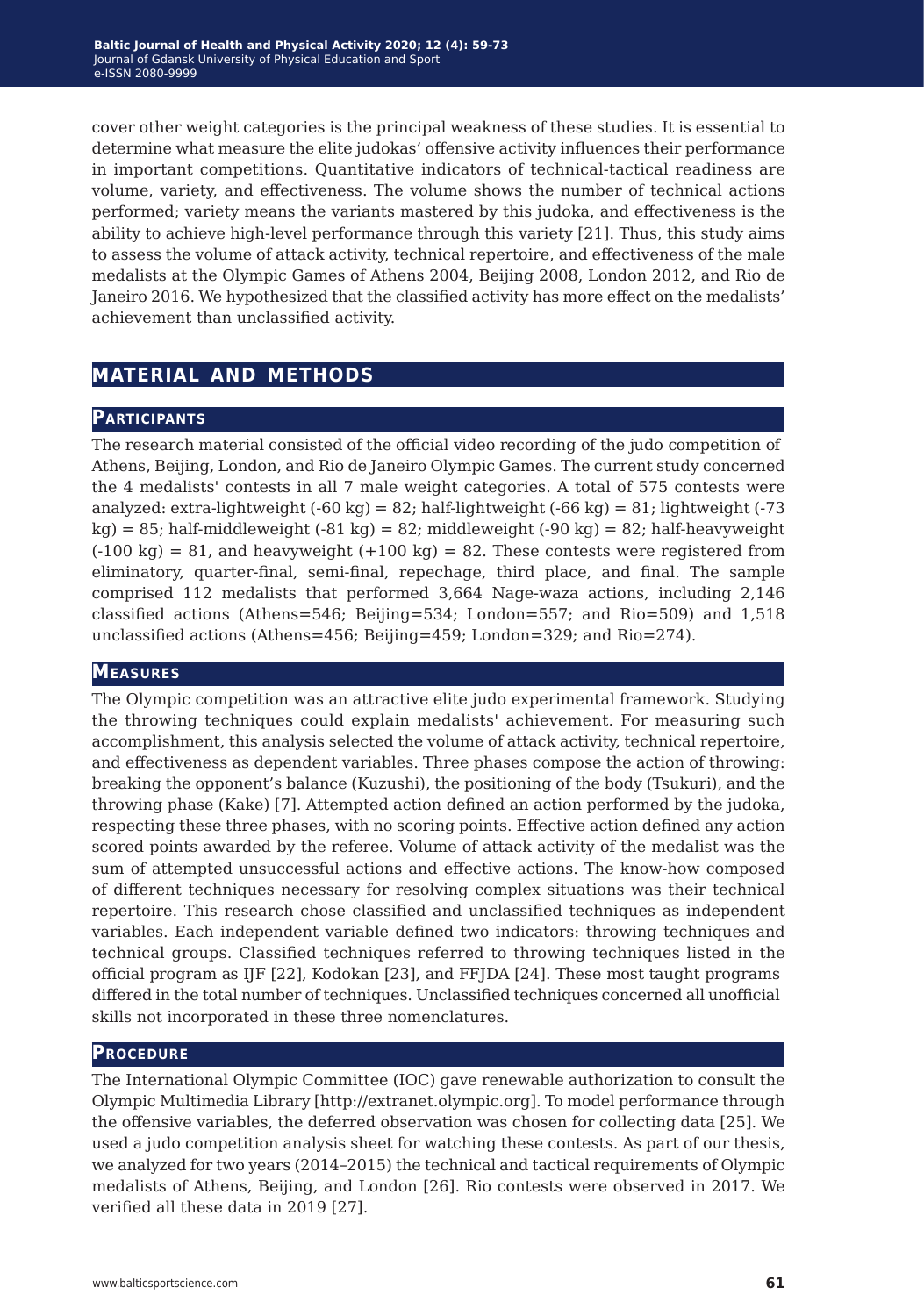cover other weight categories is the principal weakness of these studies. It is essential to determine what measure the elite judokas' offensive activity influences their performance in important competitions. Quantitative indicators of technical-tactical readiness are volume, variety, and effectiveness. The volume shows the number of technical actions performed; variety means the variants mastered by this judoka, and effectiveness is the ability to achieve high-level performance through this variety [21]. Thus, this study aims to assess the volume of attack activity, technical repertoire, and effectiveness of the male medalists at the Olympic Games of Athens 2004, Beijing 2008, London 2012, and Rio de Janeiro 2016. We hypothesized that the classified activity has more effect on the medalists' achievement than unclassified activity.

## Material and Methods

### Participants

The research material consisted of the official video recording of the judo competition of Athens, Beijing, London, and Rio de Janeiro Olympic Games. The current study concerned the 4 medalists' contests in all 7 male weight categories. A total of 575 contests were analyzed: extra-lightweight (-60 kg) = 82; half-lightweight (-66 kg) = 81; lightweight (-73 kg) = 85; half-middleweight (-81 kg) = 82; middleweight (-90 kg) = 82; half-heavyweight (-100 kg) = 81, and heavyweight (+100 kg) = 82. These contests were registered from eliminatory, quarter-final, semi-final, repechage, third place, and final. The sample comprised 112 medalists that performed 3,664 Nage-waza actions, including 2,146 classified actions (Athens=546; Beijing=534; London=557; and Rio=509) and 1,518 unclassified actions (Athens=456; Beijing=459; London=329; and Rio=274).

### Measures

The Olympic competition was an attractive elite judo experimental framework. Studying the throwing techniques could explain medalists' achievement. For measuring such accomplishment, this analysis selected the volume of attack activity, technical repertoire, and effectiveness as dependent variables. Three phases compose the action of throwing: breaking the opponent's balance (Kuzushi), the positioning of the body (Tsukuri), and the throwing phase (Kake) [7]. Attempted action defined an action performed by the judoka, respecting these three phases, with no scoring points. Effective action defined any action scored points awarded by the referee. Volume of attack activity of the medalist was the sum of attempted unsuccessful actions and effective actions. The know-how composed of different techniques necessary for resolving complex situations was their technical repertoire. This research chose classified and unclassified techniques as independent variables. Each independent variable defined two indicators: throwing techniques and technical groups. Classified techniques referred to throwing techniques listed in the official program as IJF [22], Kodokan [23], and FFJDA [24]. These most taught programs differed in the total number of techniques. Unclassified techniques concerned all unofficial skills not incorporated in these three nomenclatures.

### Procedure

The International Olympic Committee (IOC) gave renewable authorization to consult the Olympic Multimedia Library [http://extranet.olympic.org]. To model performance through the offensive variables, the deferred observation was chosen for collecting data [25]. We used a judo competition analysis sheet for watching these contests. As part of our thesis, we analyzed for two years (2014–2015) the technical and tactical requirements of Olympic medalists of Athens, Beijing, and London [26]. Rio contests were observed in 2017. We verified all these data in 2019 [27].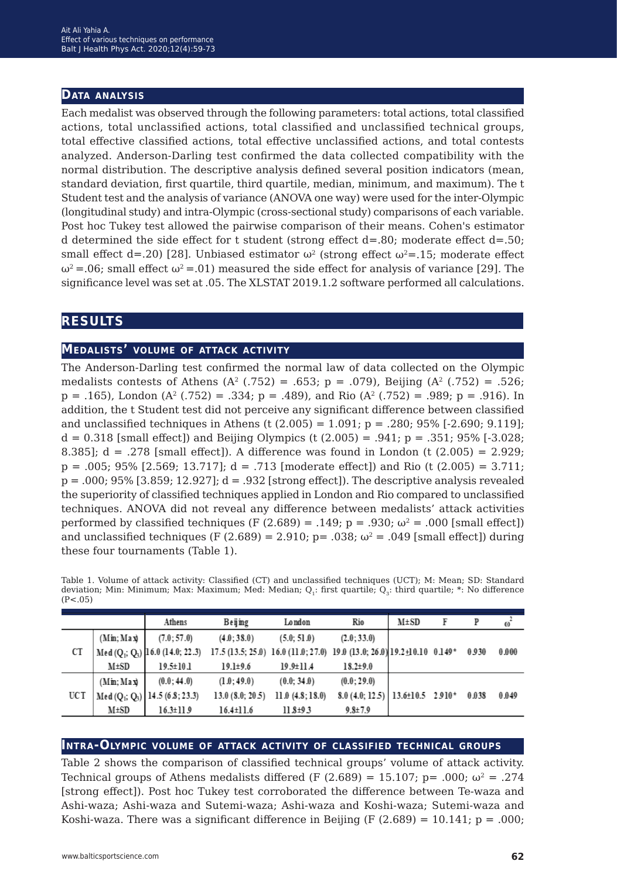## Data analysis

Each medalist was observed through the following parameters: total actions, total classified actions, total unclassified actions, total classified and unclassified technical groups, total effective classified actions, total effective unclassified actions, and total contests analyzed. Anderson-Darling test confirmed the data collected compatibility with the normal distribution. The descriptive analysis defined several position indicators (mean, standard deviation, first quartile, third quartile, median, minimum, and maximum). The t Student test and the analysis of variance (ANOVA one way) were used for the inter-Olympic (longitudinal study) and intra-Olympic (cross-sectional study) comparisons of each variable. Post hoc Tukey test allowed the pairwise comparison of their means. Cohen's estimator d determined the side effect for t student (strong effect d=.80; moderate effect d=.50; small effect d=.20) [28]. Unbiased estimator $\omega^2$ (strong effect $\omega^2$=.15; moderate effect $\omega^2$=.06; small effect $\omega^2$=.01) measured the side effect for analysis of variance [29]. The significance level was set at .05. The XLSTAT 2019.1.2 software performed all calculations.

# Results

## Medalists' volume of attack activity

The Anderson-Darling test confirmed the normal law of data collected on the Olympic medalists contests of Athens ($A^2$ (.752) = .653; p = .079), Beijing ($A^2$ (.752) = .526; p = .165), London ($A^2$ (.752) = .334; p = .489), and Rio ($A^2$ (.752) = .989; p = .916). In addition, the t Student test did not perceive any significant difference between classified and unclassified techniques in Athens (t (2.005) = 1.091; p = .280; 95% [-2.690; 9.119]; d = 0.318 [small effect]) and Beijing Olympics (t (2.005) = .941; p = .351; 95% [-3.028; 8.385]; d = .278 [small effect]). A difference was found in London (t (2.005) = 2.929; p = .005; 95% [2.569; 13.717]; d = .713 [moderate effect]) and Rio (t (2.005) = 3.711; p = .000; 95% [3.859; 12.927]; d = .932 [strong effect]). The descriptive analysis revealed the superiority of classified techniques applied in London and Rio compared to unclassified techniques. ANOVA did not reveal any difference between medalists' attack activities performed by classified techniques (F (2.689) = .149; p = .930; $\omega^2$ = .000 [small effect]) and unclassified techniques (F (2.689) = 2.910; p= .038; $\omega^2$ = .049 [small effect]) during these four tournaments (Table 1).

Table 1. Volume of attack activity: Classified (CT) and unclassified techniques (UCT); M: Mean; SD: Standard deviation; Min: Minimum; Max: Maximum; Med: Median; $Q_1$: first quartile; $Q_3$: third quartile; *: No difference (P<.05)

| | | Athens | Beijing | London | Rio | M±SD | F | P | $\omega^2$ |
|---|---|---|---|---|---|---|---|---|---|
| CT | (Min; Max) | (7.0; 57.0) | (4.0; 38.0) | (5.0; 51.0) | (2.0; 33.0) | 19.2±10.10 | 0.149* | 0.930 | 0.000 |
| | Med ($Q_1$; $Q_3$) | 16.0 (14.0; 22.3) | 17.5 (13.5; 25.0) | 16.0 (11.0; 27.0) | 19.0 (13.0; 26.0) | | | | |
| | M±SD | 19.5±10.1 | 19.1±9.6 | 19.9±11.4 | 18.2±9.0 | | | | |
| UCT | (Min; Max) | (0.0; 44.0) | (1.0; 49.0) | (0.0; 34.0) | (0.0; 29.0) | 13.6±10.5 | 2.910* | 0.038 | 0.049 |
| | Med ($Q_1$; $Q_3$) | 14.5 (6.8; 23.3) | 13.0 (8.0; 20.5) | 11.0 (4.8; 18.0) | 8.0 (4.0; 12.5) | | | | |
| | M±SD | 16.3±11.9 | 16.4±11.6 | 11.8±9.3 | 9.8±7.9 | | | | |

## Intra-Olympic volume of attack activity of classified technical groups

Table 2 shows the comparison of classified technical groups' volume of attack activity. Technical groups of Athens medalists differed (F (2.689) = 15.107; p= .000; $\omega^2$ = .274 [strong effect]). Post hoc Tukey test corroborated the difference between Te-waza and Ashi-waza; Ashi-waza and Sutemi-waza; Ashi-waza and Koshi-waza; Sutemi-waza and Koshi-waza. There was a significant difference in Beijing (F (2.689) = 10.141; p = .000;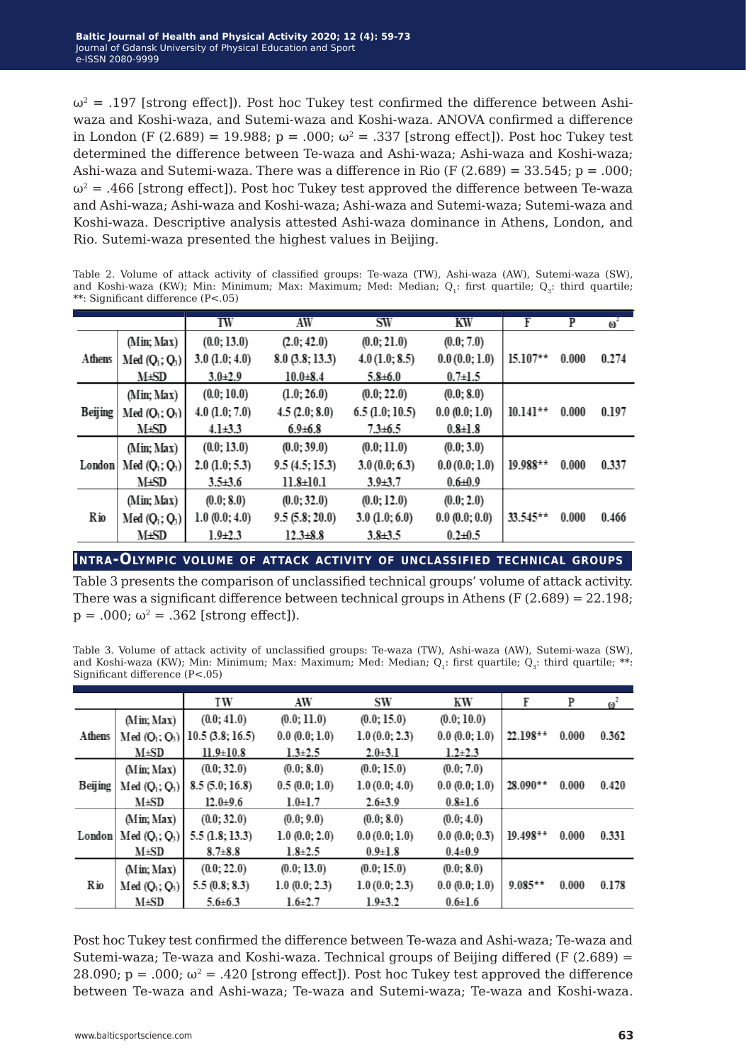$\omega^2$ = .197 [strong effect]). Post hoc Tukey test confirmed the difference between Ashi-waza and Koshi-waza, and Sutemi-waza and Koshi-waza. ANOVA confirmed a difference in London (F (2.689) = 19.988; p = .000; $\omega^2$ = .337 [strong effect]). Post hoc Tukey test determined the difference between Te-waza and Ashi-waza; Ashi-waza and Koshi-waza; Ashi-waza and Sutemi-waza. There was a difference in Rio (F (2.689) = 33.545; p = .000; $\omega^2$ = .466 [strong effect]). Post hoc Tukey test approved the difference between Te-waza and Ashi-waza; Ashi-waza and Koshi-waza; Ashi-waza and Sutemi-waza; Sutemi-waza and Koshi-waza. Descriptive analysis attested Ashi-waza dominance in Athens, London, and Rio. Sutemi-waza presented the highest values in Beijing.

Table 2. Volume of attack activity of classified groups: Te-waza (TW), Ashi-waza (AW), Sutemi-waza (SW), and Koshi-waza (KW); Min: Minimum; Max: Maximum; Med: Median; $Q_1$: first quartile; $Q_3$: third quartile; **: Significant difference (P<.05)

| | | TW | AW | SW | KW | F | P | $\omega^2$ |
|---|---|---|---|---|---|---|---|---|
| Athens | (Min; Max) | (0.0; 13.0) | (2.0; 42.0) | (0.0; 21.0) | (0.0; 7.0) | 15.107** | 0.000 | 0.274 |
| | Med ($Q_1$; $Q_3$) | 3.0 (1.0; 4.0) | 8.0 (3.8; 13.3) | 4.0 (1.0; 8.5) | 0.0 (0.0; 1.0) | | | |
| | M±SD | 3.0±2.9 | 10.0±8.4 | 5.8±6.0 | 0.7±1.5 | | | |
| Beijing | (Min; Max) | (0.0; 10.0) | (1.0; 26.0) | (0.0; 22.0) | (0.0; 8.0) | 10.141** | 0.000 | 0.197 |
| | Med ($Q_1$; $Q_3$) | 4.0 (1.0; 7.0) | 4.5 (2.0; 8.0) | 6.5 (1.0; 10.5) | 0.0 (0.0; 1.0) | | | |
| | M±SD | 4.1±3.3 | 6.9±6.8 | 7.3±6.5 | 0.8±1.8 | | | |
| London | (Min; Max) | (0.0; 13.0) | (0.0; 39.0) | (0.0; 11.0) | (0.0; 3.0) | 19.988** | 0.000 | 0.337 |
| | Med ($Q_1$; $Q_3$) | 2.0 (1.0; 5.3) | 9.5 (4.5; 15.3) | 3.0 (0.0; 6.3) | 0.0 (0.0; 1.0) | | | |
| | M±SD | 3.5±3.6 | 11.8±10.1 | 3.9±3.7 | 0.6±0.9 | | | |
| Rio | (Min; Max) | (0.0; 8.0) | (0.0; 32.0) | (0.0; 12.0) | (0.0; 2.0) | 33.545** | 0.000 | 0.466 |
| | Med ($Q_1$; $Q_3$) | 1.0 (0.0; 4.0) | 9.5 (5.8; 20.0) | 3.0 (1.0; 6.0) | 0.0 (0.0; 0.0) | | | |
| | M±SD | 1.9±2.3 | 12.3±8.8 | 3.8±3.5 | 0.2±0.5 | | | |

## Intra-Olympic volume of attack activity of unclassified technical groups

Table 3 presents the comparison of unclassified technical groups' volume of attack activity. There was a significant difference between technical groups in Athens (F (2.689) = 22.198; p = .000; $\omega^2$ = .362 [strong effect]).

Table 3. Volume of attack activity of unclassified groups: Te-waza (TW), Ashi-waza (AW), Sutemi-waza (SW), and Koshi-waza (KW); Min: Minimum; Max: Maximum; Med: Median; $Q_1$: first quartile; $Q_3$: third quartile; **: Significant difference (P<.05)

| | | TW | AW | SW | KW | F | P | $\omega^2$ |
|---|---|---|---|---|---|---|---|---|
| Athens | (Min; Max) | (0.0; 41.0) | (0.0; 11.0) | (0.0; 15.0) | (0.0; 10.0) | 22.198** | 0.000 | 0.362 |
| | Med ($Q_1$; $Q_3$) | 10.5 (3.8; 16.5) | 0.0 (0.0; 1.0) | 1.0 (0.0; 2.3) | 0.0 (0.0; 1.0) | | | |
| | M±SD | 11.9±10.8 | 1.3±2.5 | 2.0±3.1 | 1.2±2.3 | | | |
| Beijing | (Min; Max) | (0.0; 32.0) | (0.0; 8.0) | (0.0; 15.0) | (0.0; 7.0) | 28.090** | 0.000 | 0.420 |
| | Med ($Q_1$; $Q_3$) | 8.5 (5.0; 16.8) | 0.5 (0.0; 1.0) | 1.0 (0.0; 4.0) | 0.0 (0.0; 1.0) | | | |
| | M±SD | 12.0±9.6 | 1.0±1.7 | 2.6±3.9 | 0.8±1.6 | | | |
| London | (Min; Max) | (0.0; 32.0) | (0.0; 9.0) | (0.0; 8.0) | (0.0; 4.0) | 19.498** | 0.000 | 0.331 |
| | Med ($Q_1$; $Q_3$) | 5.5 (1.8; 13.3) | 1.0 (0.0; 2.0) | 0.0 (0.0; 1.0) | 0.0 (0.0; 0.3) | | | |
| | M±SD | 8.7±8.8 | 1.8±2.5 | 0.9±1.8 | 0.4±0.9 | | | |
| Rio | (Min; Max) | (0.0; 22.0) | (0.0; 13.0) | (0.0; 15.0) | (0.0; 8.0) | 9.085** | 0.000 | 0.178 |
| | Med ($Q_1$; $Q_3$) | 5.5 (0.8; 8.3) | 1.0 (0.0; 2.3) | 1.0 (0.0; 2.3) | 0.0 (0.0; 1.0) | | | |
| | M±SD | 5.6±6.3 | 1.6±2.7 | 1.9±3.2 | 0.6±1.6 | | | |

Post hoc Tukey test confirmed the difference between Te-waza and Ashi-waza; Te-waza and Sutemi-waza; Te-waza and Koshi-waza. Technical groups of Beijing differed (F (2.689) = 28.090; p = .000; $\omega^2$ = .420 [strong effect]). Post hoc Tukey test approved the difference between Te-waza and Ashi-waza; Te-waza and Sutemi-waza; Te-waza and Koshi-waza.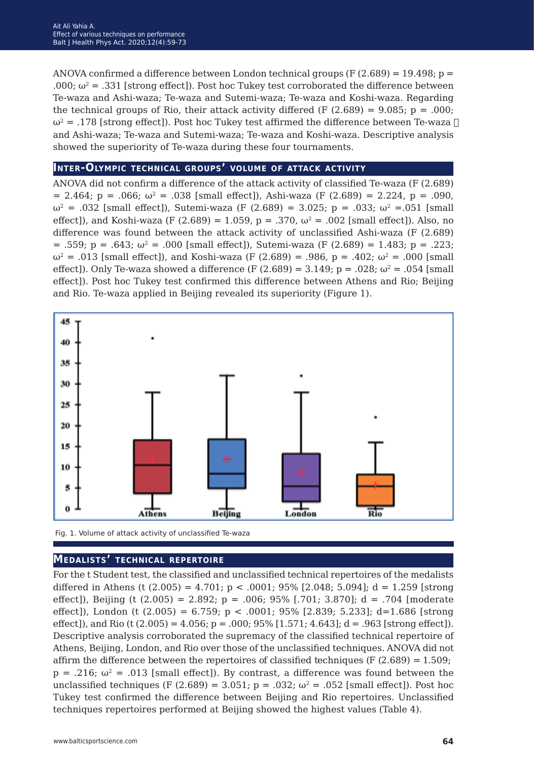ANOVA confirmed a difference between London technical groups ($F_{(2.689)} = 19.498$; $p = .000$; $\omega^2 = .331$ [strong effect]). Post hoc Tukey test corroborated the difference between Te-waza and Ashi-waza; Te-waza and Sutemi-waza; Te-waza and Koshi-waza. Regarding the technical groups of Rio, their attack activity differed ($F_{(2.689)} = 9.085$; $p = .000$; $\omega^2 = .178$ [strong effect]). Post hoc Tukey test affirmed the difference between Te-waza and Ashi-waza; Te-waza and Sutemi-waza; Te-waza and Koshi-waza. Descriptive analysis showed the superiority of Te-waza during these four tournaments.

## Inter-Olympic technical groups' volume of attack activity

ANOVA did not confirm a difference of the attack activity of classified Te-waza ($F_{(2.689)} = 2.464$; $p = .066$; $\omega^2 = .038$ [small effect]), Ashi-waza ($F_{(2.689)} = 2.224$, $p = .090$, $\omega^2 = .032$ [small effect]), Sutemi-waza ($F_{(2.689)} = 3.025$; $p = .033$; $\omega^2 = .051$ [small effect]), and Koshi-waza ($F_{(2.689)} = 1.059$, $p = .370$, $\omega^2 = .002$ [small effect]). Also, no difference was found between the attack activity of unclassified Ashi-waza ($F_{(2.689)} = .559$; $p = .643$; $\omega^2 = .000$ [small effect]), Sutemi-waza ($F_{(2.689)} = 1.483$; $p = .223$; $\omega^2 = .013$ [small effect]), and Koshi-waza ($F_{(2.689)} = .986$, $p = .402$; $\omega^2 = .000$ [small effect]). Only Te-waza showed a difference ($F_{(2.689)} = 3.149$; $p = .028$; $\omega^2 = .054$ [small effect]). Post hoc Tukey test confirmed this difference between Athens and Rio; Beijing and Rio. Te-waza applied in Beijing revealed its superiority (Figure 1).

Fig. 1. Volume of attack activity of unclassified Te-waza

## Medalists' technical repertoire

For the t Student test, the classified and unclassified technical repertoires of the medalists differed in Athens ($t_{(2.005)} = 4.701$; $p < .0001$; 95% [2.048; 5.094]; $d = 1.259$ [strong effect]), Beijing ($t_{(2.005)} = 2.892$; $p = .006$; 95% [.701; 3.870]; $d = .704$ [moderate effect]), London ($t_{(2.005)} = 6.759$; $p < .0001$; 95% [2.839; 5.233]; $d=1.686$ [strong effect]), and Rio ($t_{(2.005)} = 4.056$; $p = .000$; 95% [1.571; 4.643]; $d = .963$ [strong effect]). Descriptive analysis corroborated the supremacy of the classified technical repertoire of Athens, Beijing, London, and Rio over those of the unclassified techniques. ANOVA did not affirm the difference between the repertoires of classified techniques ($F_{(2.689)} = 1.509$; $p = .216$; $\omega^2 = .013$ [small effect]). By contrast, a difference was found between the unclassified techniques ($F_{(2.689)} = 3.051$; $p = .032$; $\omega^2 = .052$ [small effect]). Post hoc Tukey test confirmed the difference between Beijing and Rio repertoires. Unclassified techniques repertoires performed at Beijing showed the highest values (Table 4).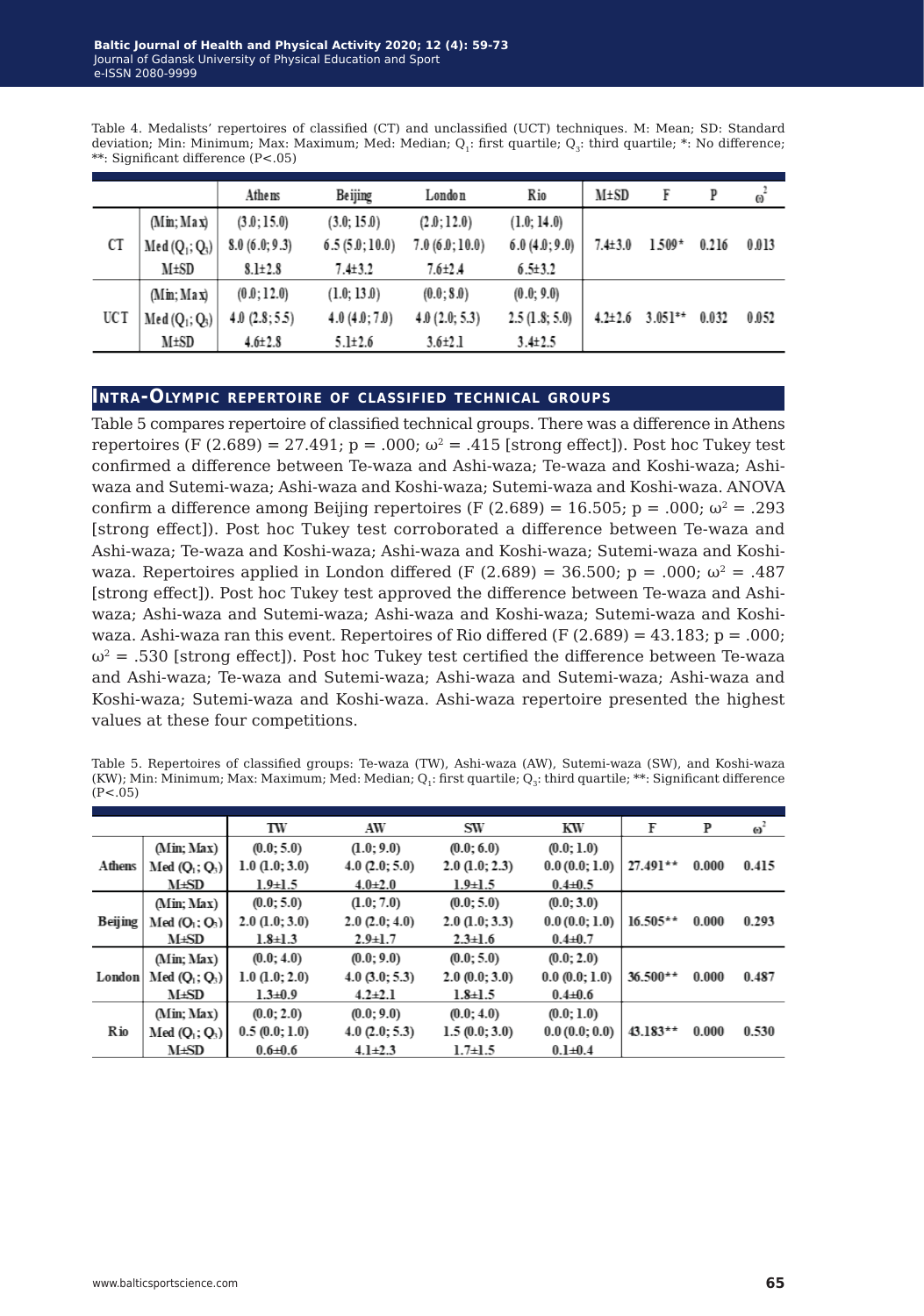Table 4. Medalists' repertoires of classified (CT) and unclassified (UCT) techniques. M: Mean; SD: Standard deviation; Min: Minimum; Max: Maximum; Med: Median; $Q_1$: first quartile; $Q_3$: third quartile; *: No difference; **: Significant difference (P<.05)

| | | Athens | Beijing | London | Rio | M±SD | F | P | $\omega^2$ |
|---|---|---|---|---|---|---|---|---|---|
| CT | (Min; Max) | (3.0; 15.0) | (3.0; 15.0) | (2.0; 12.0) | (1.0; 14.0) | 7.4±3.0 | 1.509* | 0.216 | 0.013 |
| | Med ($Q_1$; $Q_3$) | 8.0 (6.0; 9.3) | 6.5 (5.0; 10.0) | 7.0 (6.0; 10.0) | 6.0 (4.0; 9.0) | | | | |
| | M±SD | 8.1±2.8 | 7.4±3.2 | 7.6±2.4 | 6.5±3.2 | | | | |
| UCT | (Min; Max) | (0.0; 12.0) | (1.0; 13.0) | (0.0; 8.0) | (0.0; 9.0) | 4.2±2.6 | 3.051** | 0.032 | 0.052 |
| | Med ($Q_1$; $Q_3$) | 4.0 (2.8; 5.5) | 4.0 (4.0; 7.0) | 4.0 (2.0; 5.3) | 2.5 (1.8; 5.0) | | | | |
| | M±SD | 4.6±2.8 | 5.1±2.6 | 3.6±2.1 | 3.4±2.5 | | | | |

## Intra-Olympic repertoire of classified technical groups

Table 5 compares repertoire of classified technical groups. There was a difference in Athens repertoires (F (2.689) = 27.491; p = .000; $\omega^2$ = .415 [strong effect]). Post hoc Tukey test confirmed a difference between Te-waza and Ashi-waza; Te-waza and Koshi-waza; Ashi-waza and Sutemi-waza; Ashi-waza and Koshi-waza; Sutemi-waza and Koshi-waza. ANOVA confirm a difference among Beijing repertoires (F (2.689) = 16.505; p = .000; $\omega^2$ = .293 [strong effect]). Post hoc Tukey test corroborated a difference between Te-waza and Ashi-waza; Te-waza and Koshi-waza; Ashi-waza and Koshi-waza; Sutemi-waza and Koshi-waza. Repertoires applied in London differed (F (2.689) = 36.500; p = .000; $\omega^2$ = .487 [strong effect]). Post hoc Tukey test approved the difference between Te-waza and Ashi-waza; Ashi-waza and Sutemi-waza; Ashi-waza and Koshi-waza; Sutemi-waza and Koshi-waza. Ashi-waza ran this event. Repertoires of Rio differed (F (2.689) = 43.183; p = .000; $\omega^2$ = .530 [strong effect]). Post hoc Tukey test certified the difference between Te-waza and Ashi-waza; Te-waza and Sutemi-waza; Ashi-waza and Sutemi-waza; Ashi-waza and Koshi-waza; Sutemi-waza and Koshi-waza. Ashi-waza repertoire presented the highest values at these four competitions.

Table 5. Repertoires of classified groups: Te-waza (TW), Ashi-waza (AW), Sutemi-waza (SW), and Koshi-waza (KW); Min: Minimum; Max: Maximum; Med: Median; $Q_1$: first quartile; $Q_3$: third quartile; **: Significant difference (P<.05)

| | | TW | AW | SW | KW | F | P | $\omega^2$ |
|---|---|---|---|---|---|---|---|---|
| Athens | (Min; Max) | (0.0; 5.0) | (1.0; 9.0) | (0.0; 6.0) | (0.0; 1.0) | 27.491** | 0.000 | 0.415 |
| | Med ($Q_1$; $Q_3$) | 1.0 (1.0; 3.0) | 4.0 (2.0; 5.0) | 2.0 (1.0; 2.3) | 0.0 (0.0; 1.0) | | | |
| | M±SD | 1.9±1.5 | 4.0±2.0 | 1.9±1.5 | 0.4±0.5 | | | |
| Beijing | (Min; Max) | (0.0; 5.0) | (1.0; 7.0) | (0.0; 5.0) | (0.0; 3.0) | 16.505** | 0.000 | 0.293 |
| | Med ($Q_1$; $Q_3$) | 2.0 (1.0; 3.0) | 2.0 (2.0; 4.0) | 2.0 (1.0; 3.3) | 0.0 (0.0; 1.0) | | | |
| | M±SD | 1.8±1.3 | 2.9±1.7 | 2.3±1.6 | 0.4±0.7 | | | |
| London | (Min; Max) | (0.0; 4.0) | (0.0; 9.0) | (0.0; 5.0) | (0.0; 2.0) | 36.500** | 0.000 | 0.487 |
| | Med ($Q_1$; $Q_3$) | 1.0 (1.0; 2.0) | 4.0 (3.0; 5.3) | 2.0 (0.0; 3.0) | 0.0 (0.0; 1.0) | | | |
| | M±SD | 1.3±0.9 | 4.2±2.1 | 1.8±1.5 | 0.4±0.6 | | | |
| Rio | (Min; Max) | (0.0; 2.0) | (0.0; 9.0) | (0.0; 4.0) | (0.0; 1.0) | 43.183** | 0.000 | 0.530 |
| | Med ($Q_1$; $Q_3$) | 0.5 (0.0; 1.0) | 4.0 (2.0; 5.3) | 1.5 (0.0; 3.0) | 0.0 (0.0; 0.0) | | | |
| | M±SD | 0.6±0.6 | 4.1±2.3 | 1.7±1.5 | 0.1±0.4 | | | |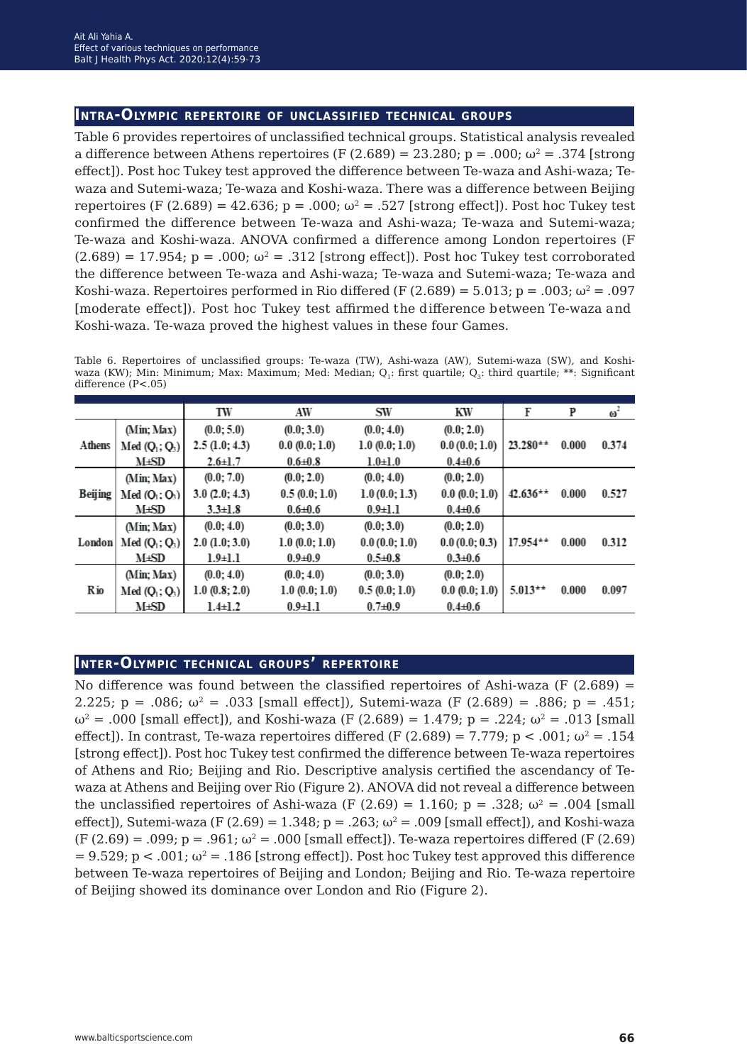## Intra-Olympic repertoire of unclassified technical groups

Table 6 provides repertoires of unclassified technical groups. Statistical analysis revealed a difference between Athens repertoires ($F (2.689) = 23.280$; $p = .000$; $\omega^2 = .374$ [strong effect]). Post hoc Tukey test approved the difference between Te-waza and Ashi-waza; Te-waza and Sutemi-waza; Te-waza and Koshi-waza. There was a difference between Beijing repertoires ($F (2.689) = 42.636$; $p = .000$; $\omega^2 = .527$ [strong effect]). Post hoc Tukey test confirmed the difference between Te-waza and Ashi-waza; Te-waza and Sutemi-waza; Te-waza and Koshi-waza. ANOVA confirmed a difference among London repertoires ($F (2.689) = 17.954$; $p = .000$; $\omega^2 = .312$ [strong effect]). Post hoc Tukey test corroborated the difference between Te-waza and Ashi-waza; Te-waza and Sutemi-waza; Te-waza and Koshi-waza. Repertoires performed in Rio differed ($F (2.689) = 5.013$; $p = .003$; $\omega^2 = .097$ [moderate effect]). Post hoc Tukey test affirmed the difference between Te-waza and Koshi-waza. Te-waza proved the highest values in these four Games.

Table 6. Repertoires of unclassified groups: Te-waza (TW), Ashi-waza (AW), Sutemi-waza (SW), and Koshi-waza (KW); Min: Minimum; Max: Maximum; Med: Median; $Q_1$: first quartile; $Q_3$: third quartile; **: Significant difference (P<.05)

| | | TW | AW | SW | KW | F | P | $\omega^2$ |
|---|---|---|---|---|---|---|---|---|
| Athens | (Min; Max) | (0.0; 5.0) | (0.0; 3.0) | (0.0; 4.0) | (0.0; 2.0) | 23.280** | 0.000 | 0.374 |
| | Med ($Q_1$; $Q_3$) | 2.5 (1.0; 4.3) | 0.0 (0.0; 1.0) | 1.0 (0.0; 1.0) | 0.0 (0.0; 1.0) | | | |
| | M±SD | 2.6±1.7 | 0.6±0.8 | 1.0±1.0 | 0.4±0.6 | | | |
| Beijing | (Min; Max) | (0.0; 7.0) | (0.0; 2.0) | (0.0; 4.0) | (0.0; 2.0) | 42.636** | 0.000 | 0.527 |
| | Med ($Q_1$; $Q_3$) | 3.0 (2.0; 4.3) | 0.5 (0.0; 1.0) | 1.0 (0.0; 1.3) | 0.0 (0.0; 1.0) | | | |
| | M±SD | 3.3±1.8 | 0.6±0.6 | 0.9±1.1 | 0.4±0.6 | | | |
| London | (Min; Max) | (0.0; 4.0) | (0.0; 3.0) | (0.0; 3.0) | (0.0; 2.0) | 17.954** | 0.000 | 0.312 |
| | Med ($Q_1$; $Q_3$) | 2.0 (1.0; 3.0) | 1.0 (0.0; 1.0) | 0.0 (0.0; 1.0) | 0.0 (0.0; 0.3) | | | |
| | M±SD | 1.9±1.1 | 0.9±0.9 | 0.5±0.8 | 0.3±0.6 | | | |
| Rio | (Min; Max) | (0.0; 4.0) | (0.0; 4.0) | (0.0; 3.0) | (0.0; 2.0) | 5.013** | 0.000 | 0.097 |
| | Med ($Q_1$; $Q_3$) | 1.0 (0.8; 2.0) | 1.0 (0.0; 1.0) | 0.5 (0.0; 1.0) | 0.0 (0.0; 1.0) | | | |
| | M±SD | 1.4±1.2 | 0.9±1.1 | 0.7±0.9 | 0.4±0.6 | | | |

## Inter-Olympic technical groups' repertoire

No difference was found between the classified repertoires of Ashi-waza ($F (2.689) = 2.225$; $p = .086$; $\omega^2 = .033$ [small effect]), Sutemi-waza ($F (2.689) = .886$; $p = .451$; $\omega^2 = .000$ [small effect]), and Koshi-waza ($F (2.689) = 1.479$; $p = .224$; $\omega^2 = .013$ [small effect]). In contrast, Te-waza repertoires differed ($F (2.689) = 7.779$; $p < .001$; $\omega^2 = .154$ [strong effect]). Post hoc Tukey test confirmed the difference between Te-waza repertoires of Athens and Rio; Beijing and Rio. Descriptive analysis certified the ascendancy of Te-waza at Athens and Beijing over Rio (Figure 2). ANOVA did not reveal a difference between the unclassified repertoires of Ashi-waza ($F (2.69) = 1.160$; $p = .328$; $\omega^2 = .004$ [small effect]), Sutemi-waza ($F (2.69) = 1.348$; $p = .263$; $\omega^2 = .009$ [small effect]), and Koshi-waza ($F (2.69) = .099$; $p = .961$; $\omega^2 = .000$ [small effect]). Te-waza repertoires differed ($F (2.69) = 9.529$; $p < .001$; $\omega^2 = .186$ [strong effect]). Post hoc Tukey test approved this difference between Te-waza repertoires of Beijing and London; Beijing and Rio. Te-waza repertoire of Beijing showed its dominance over London and Rio (Figure 2).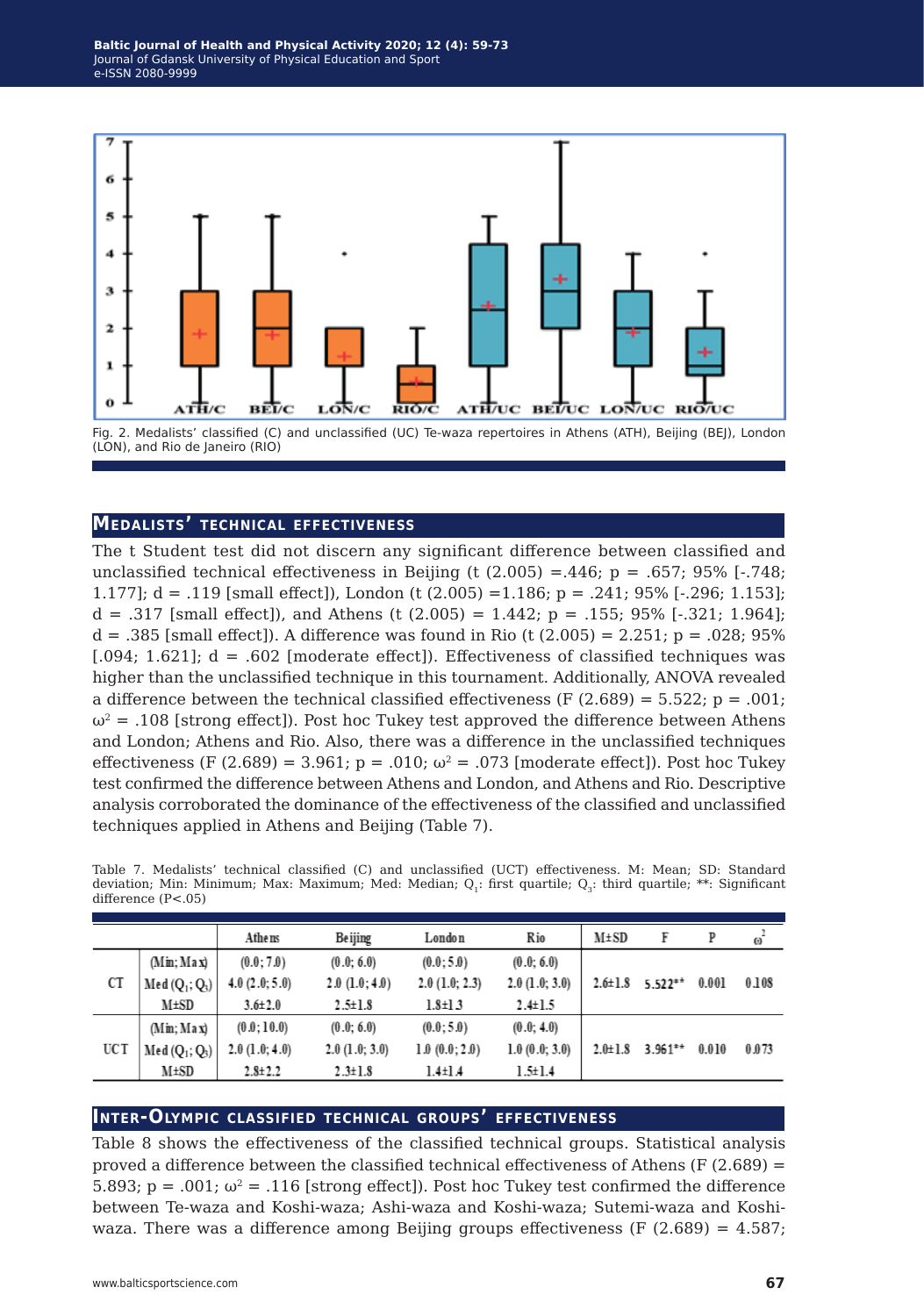Fig. 2. Medalists' classified (C) and unclassified (UC) Te-waza repertoires in Athens (ATH), Beijing (BEJ), London (LON), and Rio de Janeiro (RIO)

## MEDALISTS' TECHNICAL EFFECTIVENESS

The t Student test did not discern any significant difference between classified and unclassified technical effectiveness in Beijing ($t$ (2.005) =.446; $p$ = .657; 95% [-.748; 1.177]; $d$ = .119 [small effect]), London ($t$ (2.005) =1.186; $p$ = .241; 95% [-.296; 1.153]; $d$ = .317 [small effect]), and Athens ($t$ (2.005) = 1.442; $p$ = .155; 95% [-.321; 1.964]; $d$ = .385 [small effect]). A difference was found in Rio ($t$ (2.005) = 2.251; $p$ = .028; 95% [.094; 1.621]; $d$ = .602 [moderate effect]). Effectiveness of classified techniques was higher than the unclassified technique in this tournament. Additionally, ANOVA revealed a difference between the technical classified effectiveness ($F$ (2.689) = 5.522; $p$ = .001; $\omega^2$ = .108 [strong effect]). Post hoc Tukey test approved the difference between Athens and London; Athens and Rio. Also, there was a difference in the unclassified techniques effectiveness ($F$ (2.689) = 3.961; $p$ = .010; $\omega^2$ = .073 [moderate effect]). Post hoc Tukey test confirmed the difference between Athens and London, and Athens and Rio. Descriptive analysis corroborated the dominance of the effectiveness of the classified and unclassified techniques applied in Athens and Beijing (Table 7).

Table 7. Medalists' technical classified (C) and unclassified (UCT) effectiveness. M: Mean; SD: Standard deviation; Min: Minimum; Max: Maximum; Med: Median; $Q_1$: first quartile; $Q_3$: third quartile; **: Significant difference (P<.05)

| | | Athens | Beijing | London | Rio | M±SD | F | P | $\omega^2$ |
|---|---|---|---|---|---|---|---|---|---|
| CT | (Min; Max) | (0.0; 7.0) | (0.0; 6.0) | (0.0; 5.0) | (0.0; 6.0) | 2.6±1.8 | 5.522** | 0.001 | 0.108 |
| | Med ($Q_1$; $Q_3$) | 4.0 (2.0; 5.0) | 2.0 (1.0; 4.0) | 2.0 (1.0; 2.3) | 2.0 (1.0; 3.0) | | | | |
| | M±SD | 3.6±2.0 | 2.5±1.8 | 1.8±1.3 | 2.4±1.5 | | | | |
| UCT | (Min; Max) | (0.0; 10.0) | (0.0; 6.0) | (0.0; 5.0) | (0.0; 4.0) | 2.0±1.8 | 3.961** | 0.010 | 0.073 |
| | Med ($Q_1$; $Q_3$) | 2.0 (1.0; 4.0) | 2.0 (1.0; 3.0) | 1.0 (0.0; 2.0) | 1.0 (0.0; 3.0) | | | | |
| | M±SD | 2.8±2.2 | 2.3±1.8 | 1.4±1.4 | 1.5±1.4 | | | | |

## INTER-OLYMPIC CLASSIFIED TECHNICAL GROUPS' EFFECTIVENESS

Table 8 shows the effectiveness of the classified technical groups. Statistical analysis proved a difference between the classified technical effectiveness of Athens ($F$ (2.689) = 5.893; $p$ = .001; $\omega^2$ = .116 [strong effect]). Post hoc Tukey test confirmed the difference between Te-waza and Koshi-waza; Ashi-waza and Koshi-waza; Sutemi-waza and Koshi-waza. There was a difference among Beijing groups effectiveness ($F$ (2.689) = 4.587;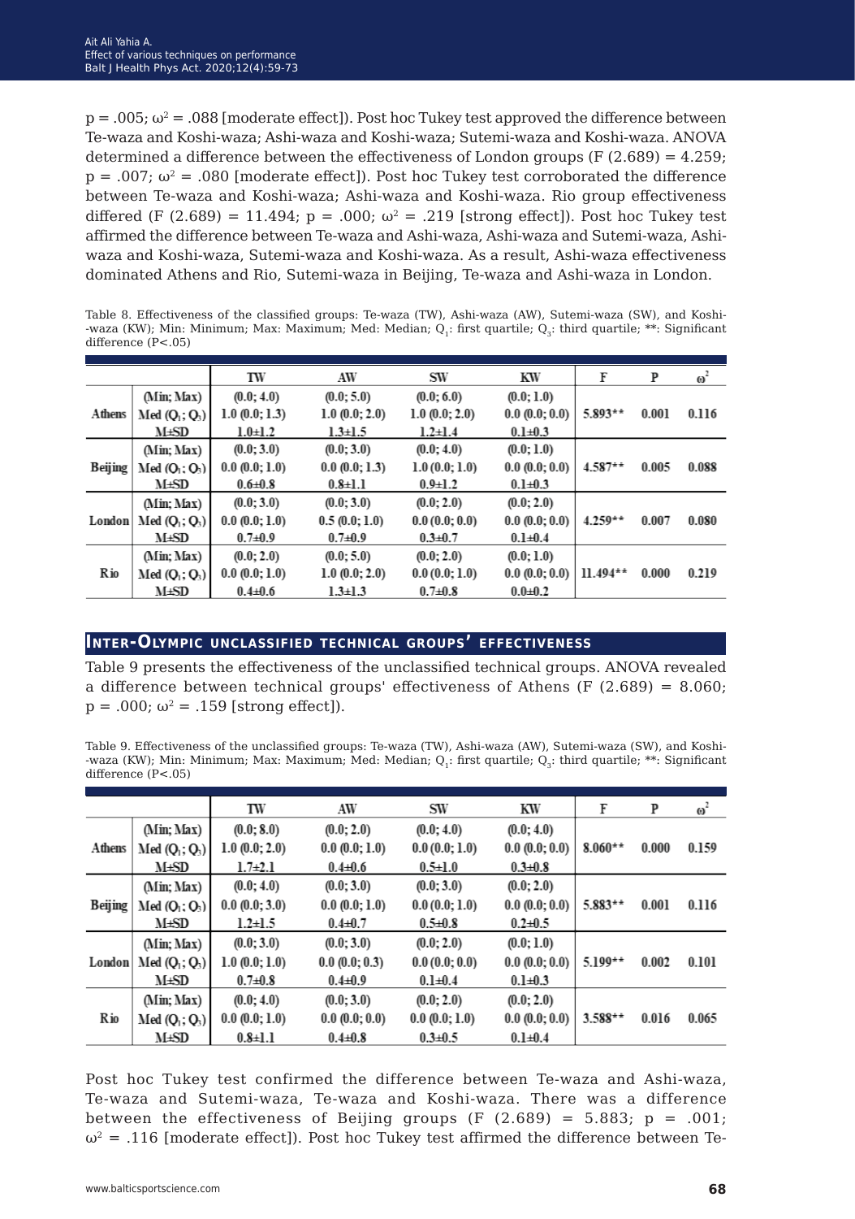p = .005; $\omega^2$ = .088 [moderate effect]). Post hoc Tukey test approved the difference between Te-waza and Koshi-waza; Ashi-waza and Koshi-waza; Sutemi-waza and Koshi-waza. ANOVA determined a difference between the effectiveness of London groups (F (2.689) = 4.259; p = .007; $\omega^2$ = .080 [moderate effect]). Post hoc Tukey test corroborated the difference between Te-waza and Koshi-waza; Ashi-waza and Koshi-waza. Rio group effectiveness differed (F (2.689) = 11.494; p = .000; $\omega^2$ = .219 [strong effect]). Post hoc Tukey test affirmed the difference between Te-waza and Ashi-waza, Ashi-waza and Sutemi-waza, Ashi-waza and Koshi-waza, Sutemi-waza and Koshi-waza. As a result, Ashi-waza effectiveness dominated Athens and Rio, Sutemi-waza in Beijing, Te-waza and Ashi-waza in London.

Table 8. Effectiveness of the classified groups: Te-waza (TW), Ashi-waza (AW), Sutemi-waza (SW), and Koshi-waza (KW); Min: Minimum; Max: Maximum; Med: Median; $Q_1$: first quartile; $Q_3$: third quartile; **: Significant difference (P<.05)

| | | TW | AW | SW | KW | F | P | $\omega^2$ |
|---|---|---|---|---|---|---|---|---|
| Athens | (Min; Max) | (0.0; 4.0) | (0.0; 5.0) | (0.0; 6.0) | (0.0; 1.0) | 5.893** | 0.001 | 0.116 |
| | Med ($Q_1$; $Q_3$) | 1.0 (0.0; 1.3) | 1.0 (0.0; 2.0) | 1.0 (0.0; 2.0) | 0.0 (0.0; 0.0) | | | |
| | M±SD | 1.0±1.2 | 1.3±1.5 | 1.2±1.4 | 0.1±0.3 | | | |
| Beijing | (Min; Max) | (0.0; 3.0) | (0.0; 3.0) | (0.0; 4.0) | (0.0; 1.0) | 4.587** | 0.005 | 0.088 |
| | Med ($Q_1$; $Q_3$) | 0.0 (0.0; 1.0) | 0.0 (0.0; 1.3) | 1.0 (0.0; 1.0) | 0.0 (0.0; 0.0) | | | |
| | M±SD | 0.6±0.8 | 0.8±1.1 | 0.9±1.2 | 0.1±0.3 | | | |
| London | (Min; Max) | (0.0; 3.0) | (0.0; 3.0) | (0.0; 2.0) | (0.0; 2.0) | 4.259** | 0.007 | 0.080 |
| | Med ($Q_1$; $Q_3$) | 0.0 (0.0; 1.0) | 0.5 (0.0; 1.0) | 0.0 (0.0; 0.0) | 0.0 (0.0; 0.0) | | | |
| | M±SD | 0.7±0.9 | 0.7±0.9 | 0.3±0.7 | 0.1±0.4 | | | |
| Rio | (Min; Max) | (0.0; 2.0) | (0.0; 5.0) | (0.0; 2.0) | (0.0; 1.0) | 11.494** | 0.000 | 0.219 |
| | Med ($Q_1$; $Q_3$) | 0.0 (0.0; 1.0) | 1.0 (0.0; 2.0) | 0.0 (0.0; 1.0) | 0.0 (0.0; 0.0) | | | |
| | M±SD | 0.4±0.6 | 1.3±1.3 | 0.7±0.8 | 0.0±0.2 | | | |

## Inter-Olympic unclassified technical groups' effectiveness

Table 9 presents the effectiveness of the unclassified technical groups. ANOVA revealed a difference between technical groups' effectiveness of Athens (F (2.689) = 8.060; p = .000; $\omega^2$ = .159 [strong effect]).

Table 9. Effectiveness of the unclassified groups: Te-waza (TW), Ashi-waza (AW), Sutemi-waza (SW), and Koshi-waza (KW); Min: Minimum; Max: Maximum; Med: Median; $Q_1$: first quartile; $Q_3$: third quartile; **: Significant difference (P<.05)

| | | TW | AW | SW | KW | F | P | $\omega^2$ |
|---|---|---|---|---|---|---|---|---|
| Athens | (Min; Max) | (0.0; 8.0) | (0.0; 2.0) | (0.0; 4.0) | (0.0; 4.0) | 8.060** | 0.000 | 0.159 |
| | Med ($Q_1$; $Q_3$) | 1.0 (0.0; 2.0) | 0.0 (0.0; 1.0) | 0.0 (0.0; 1.0) | 0.0 (0.0; 0.0) | | | |
| | M±SD | 1.7±2.1 | 0.4±0.6 | 0.5±1.0 | 0.3±0.8 | | | |
| Beijing | (Min; Max) | (0.0; 4.0) | (0.0; 3.0) | (0.0; 3.0) | (0.0; 2.0) | 5.883** | 0.001 | 0.116 |
| | Med ($Q_1$; $Q_3$) | 0.0 (0.0; 3.0) | 0.0 (0.0; 1.0) | 0.0 (0.0; 1.0) | 0.0 (0.0; 0.0) | | | |
| | M±SD | 1.2±1.5 | 0.4±0.7 | 0.5±0.8 | 0.2±0.5 | | | |
| London | (Min; Max) | (0.0; 3.0) | (0.0; 3.0) | (0.0; 2.0) | (0.0; 1.0) | 5.199** | 0.002 | 0.101 |
| | Med ($Q_1$; $Q_3$) | 1.0 (0.0; 1.0) | 0.0 (0.0; 0.3) | 0.0 (0.0; 0.0) | 0.0 (0.0; 0.0) | | | |
| | M±SD | 0.7±0.8 | 0.4±0.9 | 0.1±0.4 | 0.1±0.3 | | | |
| Rio | (Min; Max) | (0.0; 4.0) | (0.0; 3.0) | (0.0; 2.0) | (0.0; 2.0) | 3.588** | 0.016 | 0.065 |
| | Med ($Q_1$; $Q_3$) | 0.0 (0.0; 1.0) | 0.0 (0.0; 0.0) | 0.0 (0.0; 1.0) | 0.0 (0.0; 0.0) | | | |
| | M±SD | 0.8±1.1 | 0.4±0.8 | 0.3±0.5 | 0.1±0.4 | | | |

Post hoc Tukey test confirmed the difference between Te-waza and Ashi-waza, Te-waza and Sutemi-waza, Te-waza and Koshi-waza. There was a difference between the effectiveness of Beijing groups (F (2.689) = 5.883; p = .001; $\omega^2$ = .116 [moderate effect]). Post hoc Tukey test affirmed the difference between Te-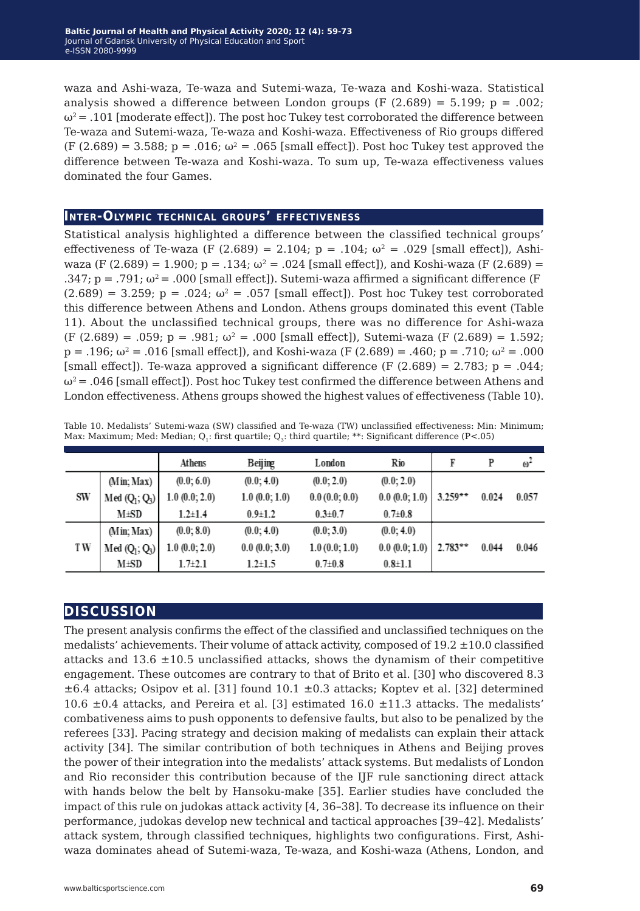waza and Ashi-waza, Te-waza and Sutemi-waza, Te-waza and Koshi-waza. Statistical analysis showed a difference between London groups ($F (2.689) = 5.199$; $p = .002$; $\omega^2 = .101$ [moderate effect]). The post hoc Tukey test corroborated the difference between Te-waza and Sutemi-waza, Te-waza and Koshi-waza. Effectiveness of Rio groups differed ($F (2.689) = 3.588$; $p = .016$; $\omega^2 = .065$ [small effect]). Post hoc Tukey test approved the difference between Te-waza and Koshi-waza. To sum up, Te-waza effectiveness values dominated the four Games.

## Inter-Olympic technical groups' effectiveness

Statistical analysis highlighted a difference between the classified technical groups' effectiveness of Te-waza ($F (2.689) = 2.104$; $p = .104$; $\omega^2 = .029$ [small effect]), Ashi-waza ($F (2.689) = 1.900$; $p = .134$; $\omega^2 = .024$ [small effect]), and Koshi-waza ($F (2.689) = .347$; $p = .791$; $\omega^2 = .000$ [small effect]). Sutemi-waza affirmed a significant difference ($F (2.689) = 3.259$; $p = .024$; $\omega^2 = .057$ [small effect]). Post hoc Tukey test corroborated this difference between Athens and London. Athens groups dominated this event (Table 11). About the unclassified technical groups, there was no difference for Ashi-waza ($F (2.689) = .059$; $p = .981$; $\omega^2 = .000$ [small effect]), Sutemi-waza ($F (2.689) = 1.592$; $p = .196$; $\omega^2 = .016$ [small effect]), and Koshi-waza ($F (2.689) = .460$; $p = .710$; $\omega^2 = .000$ [small effect]). Te-waza approved a significant difference ($F (2.689) = 2.783$; $p = .044$; $\omega^2 = .046$ [small effect]). Post hoc Tukey test confirmed the difference between Athens and London effectiveness. Athens groups showed the highest values of effectiveness (Table 10).

Table 10. Medalists' Sutemi-waza (SW) classified and Te-waza (TW) unclassified effectiveness: Min: Minimum; Max: Maximum; Med: Median; $Q_1$: first quartile; $Q_3$: third quartile; **: Significant difference (P<.05)

| | | Athens | Beijing | London | Rio | F | P | $\omega^2$ |
|---|---|---|---|---|---|---|---|---|
| SW | (Min; Max) | (0.0; 6.0) | (0.0; 4.0) | (0.0; 2.0) | (0.0; 2.0) | 3.259** | 0.024 | 0.057 |
| | Med ($Q_1$; $Q_3$) | 1.0 (0.0; 2.0) | 1.0 (0.0; 1.0) | 0.0 (0.0; 0.0) | 0.0 (0.0; 1.0) | | | |
| | M±SD | 1.2±1.4 | 0.9±1.2 | 0.3±0.7 | 0.7±0.8 | | | |
| TW | (Min; Max) | (0.0; 8.0) | (0.0; 4.0) | (0.0; 3.0) | (0.0; 4.0) | 2.783** | 0.044 | 0.046 |
| | Med ($Q_1$; $Q_3$) | 1.0 (0.0; 2.0) | 0.0 (0.0; 3.0) | 1.0 (0.0; 1.0) | 0.0 (0.0; 1.0) | | | |
| | M±SD | 1.7±2.1 | 1.2±1.5 | 0.7±0.8 | 0.8±1.1 | | | |

## Discussion

The present analysis confirms the effect of the classified and unclassified techniques on the medalists' achievements. Their volume of attack activity, composed of 19.2 ±10.0 classified attacks and 13.6 ±10.5 unclassified attacks, shows the dynamism of their competitive engagement. These outcomes are contrary to that of Brito et al. [30] who discovered 8.3 ±6.4 attacks; Osipov et al. [31] found 10.1 ±0.3 attacks; Koptev et al. [32] determined 10.6 ±0.4 attacks, and Pereira et al. [3] estimated 16.0 ±11.3 attacks. The medalists' combativeness aims to push opponents to defensive faults, but also to be penalized by the referees [33]. Pacing strategy and decision making of medalists can explain their attack activity [34]. The similar contribution of both techniques in Athens and Beijing proves the power of their integration into the medalists' attack systems. But medalists of London and Rio reconsider this contribution because of the IJF rule sanctioning direct attack with hands below the belt by Hansoku-make [35]. Earlier studies have concluded the impact of this rule on judokas attack activity [4, 36–38]. To decrease its influence on their performance, judokas develop new technical and tactical approaches [39–42]. Medalists' attack system, through classified techniques, highlights two configurations. First, Ashi-waza dominates ahead of Sutemi-waza, Te-waza, and Koshi-waza (Athens, London, and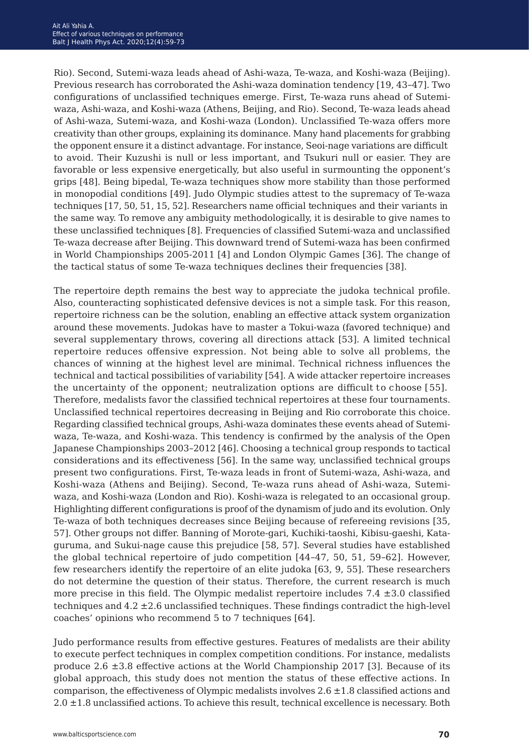Rio). Second, Sutemi-waza leads ahead of Ashi-waza, Te-waza, and Koshi-waza (Beijing). Previous research has corroborated the Ashi-waza domination tendency [19, 43–47]. Two configurations of unclassified techniques emerge. First, Te-waza runs ahead of Sutemi-waza, Ashi-waza, and Koshi-waza (Athens, Beijing, and Rio). Second, Te-waza leads ahead of Ashi-waza, Sutemi-waza, and Koshi-waza (London). Unclassified Te-waza offers more creativity than other groups, explaining its dominance. Many hand placements for grabbing the opponent ensure it a distinct advantage. For instance, Seoi-nage variations are difficult to avoid. Their Kuzushi is null or less important, and Tsukuri null or easier. They are favorable or less expensive energetically, but also useful in surmounting the opponent's grips [48]. Being bipedal, Te-waza techniques show more stability than those performed in monopodial conditions [49]. Judo Olympic studies attest to the supremacy of Te-waza techniques [17, 50, 51, 15, 52]. Researchers name official techniques and their variants in the same way. To remove any ambiguity methodologically, it is desirable to give names to these unclassified techniques [8]. Frequencies of classified Sutemi-waza and unclassified Te-waza decrease after Beijing. This downward trend of Sutemi-waza has been confirmed in World Championships 2005-2011 [4] and London Olympic Games [36]. The change of the tactical status of some Te-waza techniques declines their frequencies [38].

The repertoire depth remains the best way to appreciate the judoka technical profile. Also, counteracting sophisticated defensive devices is not a simple task. For this reason, repertoire richness can be the solution, enabling an effective attack system organization around these movements. Judokas have to master a Tokui-waza (favored technique) and several supplementary throws, covering all directions attack [53]. A limited technical repertoire reduces offensive expression. Not being able to solve all problems, the chances of winning at the highest level are minimal. Technical richness influences the technical and tactical possibilities of variability [54]. A wide attacker repertoire increases the uncertainty of the opponent; neutralization options are difficult to choose [55]. Therefore, medalists favor the classified technical repertoires at these four tournaments. Unclassified technical repertoires decreasing in Beijing and Rio corroborate this choice. Regarding classified technical groups, Ashi-waza dominates these events ahead of Sutemi-waza, Te-waza, and Koshi-waza. This tendency is confirmed by the analysis of the Open Japanese Championships 2003–2012 [46]. Choosing a technical group responds to tactical considerations and its effectiveness [56]. In the same way, unclassified technical groups present two configurations. First, Te-waza leads in front of Sutemi-waza, Ashi-waza, and Koshi-waza (Athens and Beijing). Second, Te-waza runs ahead of Ashi-waza, Sutemi-waza, and Koshi-waza (London and Rio). Koshi-waza is relegated to an occasional group. Highlighting different configurations is proof of the dynamism of judo and its evolution. Only Te-waza of both techniques decreases since Beijing because of refereeing revisions [35, 57]. Other groups not differ. Banning of Morote-gari, Kuchiki-taoshi, Kibisu-gaeshi, Kata-guruma, and Sukui-nage cause this prejudice [58, 57]. Several studies have established the global technical repertoire of judo competition [44–47, 50, 51, 59–62]. However, few researchers identify the repertoire of an elite judoka [63, 9, 55]. These researchers do not determine the question of their status. Therefore, the current research is much more precise in this field. The Olympic medalist repertoire includes $7.4 \pm 3.0$ classified techniques and $4.2 \pm 2.6$ unclassified techniques. These findings contradict the high-level coaches' opinions who recommend 5 to 7 techniques [64].

Judo performance results from effective gestures. Features of medalists are their ability to execute perfect techniques in complex competition conditions. For instance, medalists produce $2.6 \pm 3.8$ effective actions at the World Championship 2017 [3]. Because of its global approach, this study does not mention the status of these effective actions. In comparison, the effectiveness of Olympic medalists involves $2.6 \pm 1.8$ classified actions and $2.0 \pm 1.8$ unclassified actions. To achieve this result, technical excellence is necessary. Both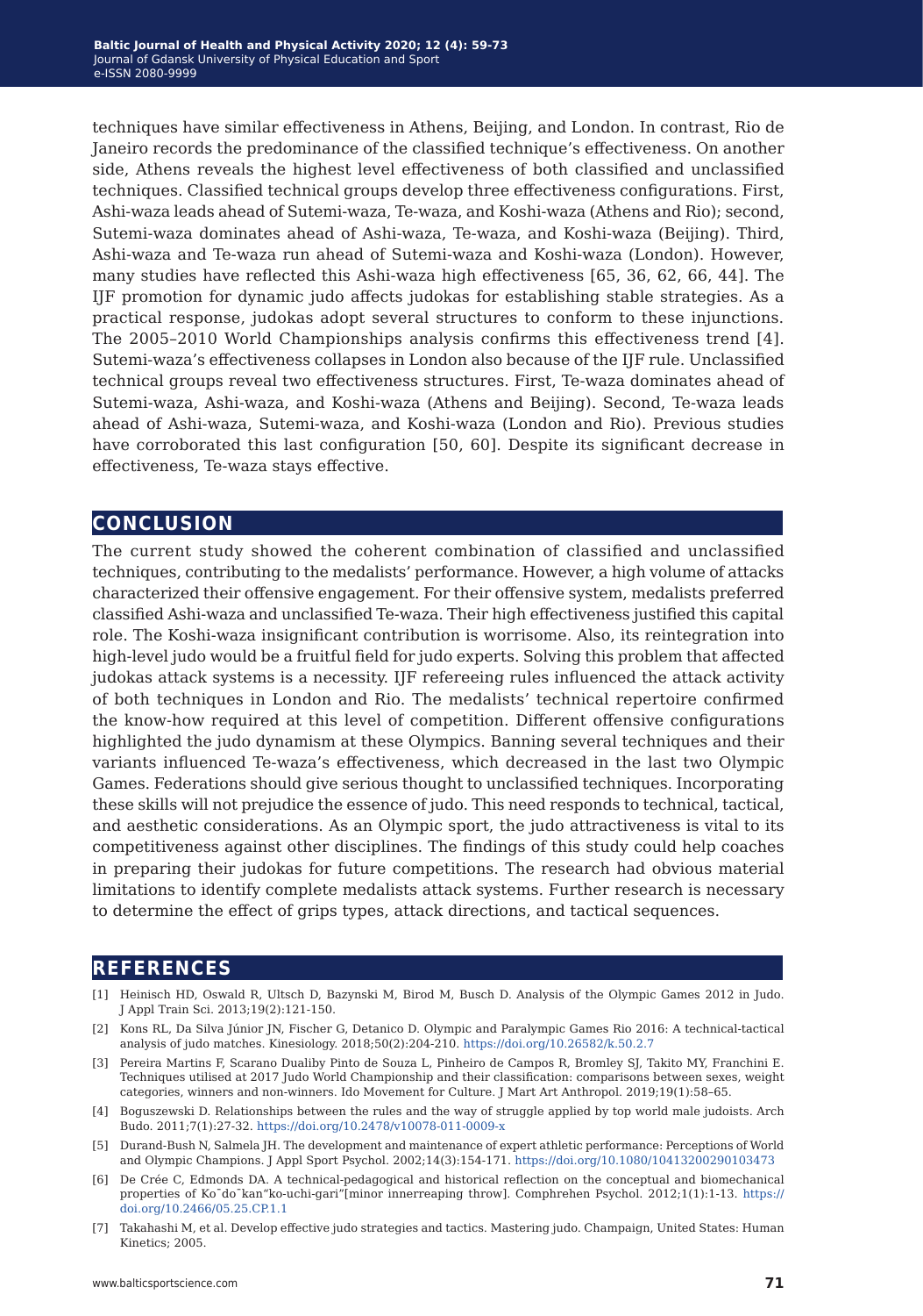techniques have similar effectiveness in Athens, Beijing, and London. In contrast, Rio de Janeiro records the predominance of the classified technique's effectiveness. On another side, Athens reveals the highest level effectiveness of both classified and unclassified techniques. Classified technical groups develop three effectiveness configurations. First, Ashi-waza leads ahead of Sutemi-waza, Te-waza, and Koshi-waza (Athens and Rio); second, Sutemi-waza dominates ahead of Ashi-waza, Te-waza, and Koshi-waza (Beijing). Third, Ashi-waza and Te-waza run ahead of Sutemi-waza and Koshi-waza (London). However, many studies have reflected this Ashi-waza high effectiveness [65, 36, 62, 66, 44]. The IJF promotion for dynamic judo affects judokas for establishing stable strategies. As a practical response, judokas adopt several structures to conform to these injunctions. The 2005–2010 World Championships analysis confirms this effectiveness trend [4]. Sutemi-waza's effectiveness collapses in London also because of the IJF rule. Unclassified technical groups reveal two effectiveness structures. First, Te-waza dominates ahead of Sutemi-waza, Ashi-waza, and Koshi-waza (Athens and Beijing). Second, Te-waza leads ahead of Ashi-waza, Sutemi-waza, and Koshi-waza (London and Rio). Previous studies have corroborated this last configuration [50, 60]. Despite its significant decrease in effectiveness, Te-waza stays effective.

## CONCLUSION

The current study showed the coherent combination of classified and unclassified techniques, contributing to the medalists' performance. However, a high volume of attacks characterized their offensive engagement. For their offensive system, medalists preferred classified Ashi-waza and unclassified Te-waza. Their high effectiveness justified this capital role. The Koshi-waza insignificant contribution is worrisome. Also, its reintegration into high-level judo would be a fruitful field for judo experts. Solving this problem that affected judokas attack systems is a necessity. IJF refereeing rules influenced the attack activity of both techniques in London and Rio. The medalists' technical repertoire confirmed the know-how required at this level of competition. Different offensive configurations highlighted the judo dynamism at these Olympics. Banning several techniques and their variants influenced Te-waza's effectiveness, which decreased in the last two Olympic Games. Federations should give serious thought to unclassified techniques. Incorporating these skills will not prejudice the essence of judo. This need responds to technical, tactical, and aesthetic considerations. As an Olympic sport, the judo attractiveness is vital to its competitiveness against other disciplines. The findings of this study could help coaches in preparing their judokas for future competitions. The research had obvious material limitations to identify complete medalists attack systems. Further research is necessary to determine the effect of grips types, attack directions, and tactical sequences.

## REFERENCES

[1] Heinisch HD, Oswald R, Ultsch D, Bazynski M, Birod M, Busch D. Analysis of the Olympic Games 2012 in Judo. J Appl Train Sci. 2013;19(2):121-150.

[2] Kons RL, Da Silva Júnior JN, Fischer G, Detanico D. Olympic and Paralympic Games Rio 2016: A technical-tactical analysis of judo matches. Kinesiology. 2018;50(2):204-210. https://doi.org/10.26582/k.50.2.7

[3] Pereira Martins F, Scarano Dualiby Pinto de Souza L, Pinheiro de Campos R, Bromley SJ, Takito MY, Franchini E. Techniques utilised at 2017 Judo World Championship and their classification: comparisons between sexes, weight categories, winners and non-winners. Ido Movement for Culture. J Mart Art Anthropol. 2019;19(1):58–65.

[4] Boguszewski D. Relationships between the rules and the way of struggle applied by top world male judoists. Arch Budo. 2011;7(1):27-32. https://doi.org/10.2478/v10078-011-0009-x

[5] Durand-Bush N, Salmela JH. The development and maintenance of expert athletic performance: Perceptions of World and Olympic Champions. J Appl Sport Psychol. 2002;14(3):154-171. https://doi.org/10.1080/10413200290103473

[6] De Crée C, Edmonds DA. A technical-pedagogical and historical reflection on the conceptual and biomechanical properties of Ko¯do¯kan"ko-uchi-gari"[minor innerreaping throw]. Comphrehen Psychol. 2012;1(1):1-13. https://doi.org/10.2466/05.25.CP.1.1

[7] Takahashi M, et al. Develop effective judo strategies and tactics. Mastering judo. Champaign, United States: Human Kinetics; 2005.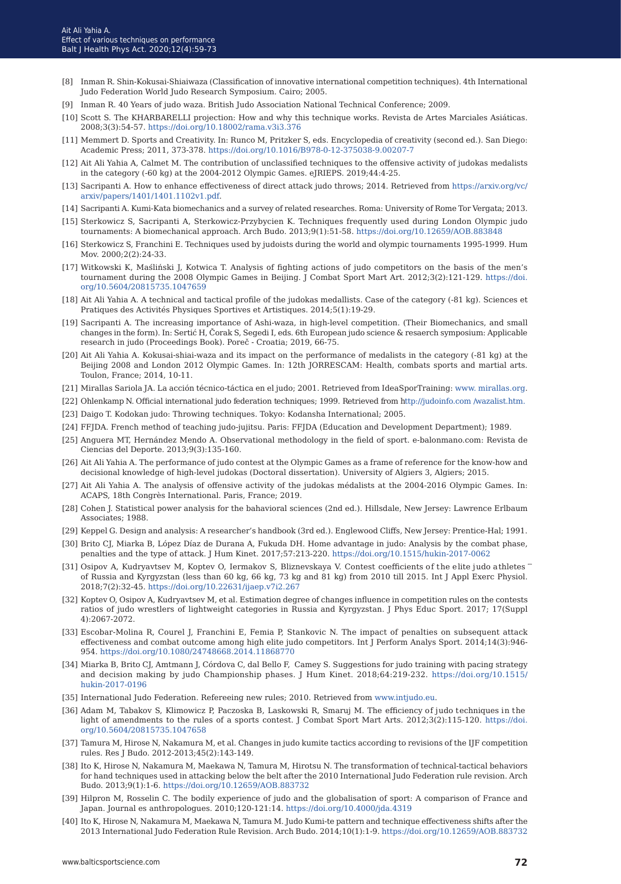[8] Inman R. Shin-Kokusai-Shiaiwaza (Classification of innovative international competition techniques). 4th International Judo Federation World Judo Research Symposium. Cairo; 2005.

[9] Inman R. 40 Years of judo waza. British Judo Association National Technical Conference; 2009.

[10] Scott S. The KHARBARELLI projection: How and why this technique works. Revista de Artes Marciales Asiáticas. 2008;3(3):54-57. https://doi.org/10.18002/rama.v3i3.376

[11] Memmert D. Sports and Creativity. In: Runco M, Pritzker S, eds. Encyclopedia of creativity (second ed.). San Diego: Academic Press; 2011, 373-378. https://doi.org/10.1016/B978-0-12-375038-9.00207-7

[12] Ait Ali Yahia A, Calmet M. The contribution of unclassified techniques to the offensive activity of judokas medalists in the category (-60 kg) at the 2004-2012 Olympic Games. eJRIEPS. 2019;44:4-25.

[13] Sacripanti A. How to enhance effectiveness of direct attack judo throws; 2014. Retrieved from https://arxiv.org/vc/arxiv/papers/1401/1401.1102v1.pdf.

[14] Sacripanti A. Kumi-Kata biomechanics and a survey of related researches. Roma: University of Rome Tor Vergata; 2013.

[15] Sterkowicz S, Sacripanti A, Sterkowicz-Przybycien K. Techniques frequently used during London Olympic judo tournaments: A biomechanical approach. Arch Budo. 2013;9(1):51-58. https://doi.org/10.12659/AOB.883848

[16] Sterkowicz S, Franchini E. Techniques used by judoists during the world and olympic tournaments 1995-1999. Hum Mov. 2000;2(2):24-33.

[17] Witkowski K, Maśliński J, Kotwica T. Analysis of fighting actions of judo competitors on the basis of the men's tournament during the 2008 Olympic Games in Beijing. J Combat Sport Mart Art. 2012;3(2):121-129. https://doi.org/10.5604/20815735.1047659

[18] Ait Ali Yahia A. A technical and tactical profile of the judokas medallists. Case of the category (-81 kg). Sciences et Pratiques des Activités Physiques Sportives et Artistiques. 2014;5(1):19-29.

[19] Sacripanti A. The increasing importance of Ashi-waza, in high-level competition. (Their Biomechanics, and small changes in the form). In: Sertić H, Čorak S, Segedi I, eds. 6th European judo science & resaerch symposium: Applicable research in judo (Proceedings Book). Poreč - Croatia; 2019, 66-75.

[20] Ait Ali Yahia A. Kokusai-shiai-waza and its impact on the performance of medalists in the category (-81 kg) at the Beijing 2008 and London 2012 Olympic Games. In: 12th JORRESCAM: Health, combats sports and martial arts. Toulon, France; 2014, 10-11.

[21] Mirallas Sariola JA. La acción técnico-táctica en el judo; 2001. Retrieved from IdeaSporTraining: www. mirallas.org.

[22] Ohlenkamp N. Official international judo federation techniques; 1999. Retrieved from http://judoinfo.com /wazalist.htm.

[23] Daigo T. Kodokan judo: Throwing techniques. Tokyo: Kodansha International; 2005.

[24] FFJDA. French method of teaching judo-jujitsu. Paris: FFJDA (Education and Development Department); 1989.

[25] Anguera MT, Hernández Mendo A. Observational methodology in the field of sport. e-balonmano.com: Revista de Ciencias del Deporte. 2013;9(3):135-160.

[26] Ait Ali Yahia A. The performance of judo contest at the Olympic Games as a frame of reference for the know-how and decisional knowledge of high-level judokas (Doctoral dissertation). University of Algiers 3, Algiers; 2015.

[27] Ait Ali Yahia A. The analysis of offensive activity of the judokas médalists at the 2004-2016 Olympic Games. In: ACAPS, 18th Congrès International. Paris, France; 2019.

[28] Cohen J. Statistical power analysis for the bahavioral sciences (2nd ed.). Hillsdale, New Jersey: Lawrence Erlbaum Associates; 1988.

[29] Keppel G. Design and analysis: A researcher's handbook (3rd ed.). Englewood Cliffs, New Jersey: Prentice-Hal; 1991.

[30] Brito CJ, Miarka B, López Díaz de Durana A, Fukuda DH. Home advantage in judo: Analysis by the combat phase, penalties and the type of attack. J Hum Kinet. 2017;57:213-220. https://doi.org/10.1515/hukin-2017-0062

[31] Osipov A, Kudryavtsev M, Koptev O, Iermakov S, Bliznevskaya V. Contest coefficients of the elite judo athletes ̶ of Russia and Kyrgyzstan (less than 60 kg, 66 kg, 73 kg and 81 kg) from 2010 till 2015. Int J Appl Exerc Physiol. 2018;7(2):32-45. https://doi.org/10.22631/ijaep.v7i2.267

[32] Koptev O, Osipov A, Kudryavtsev M, et al. Estimation degree of changes influence in competition rules on the contests ratios of judo wrestlers of lightweight categories in Russia and Kyrgyzstan. J Phys Educ Sport. 2017; 17(Suppl 4):2067-2072.

[33] Escobar-Molina R, Courel J, Franchini E, Femia P, Stankovic N. The impact of penalties on subsequent attack effectiveness and combat outcome among high elite judo competitors. Int J Perform Analys Sport. 2014;14(3):946-954. https://doi.org/10.1080/24748668.2014.11868770

[34] Miarka B, Brito CJ, Amtmann J, Córdova C, dal Bello F, Camey S. Suggestions for judo training with pacing strategy and decision making by judo Championship phases. J Hum Kinet. 2018;64:219-232. https://doi.org/10.1515/hukin-2017-0196

[35] International Judo Federation. Refereeing new rules; 2010. Retrieved from www.intjudo.eu.

[36] Adam M, Tabakov S, Klimowicz P, Paczoska B, Laskowski R, Smaruj M. The efficiency of judo techniques in the light of amendments to the rules of a sports contest. J Combat Sport Mart Arts. 2012;3(2):115-120. https://doi.org/10.5604/20815735.1047658

[37] Tamura M, Hirose N, Nakamura M, et al. Changes in judo kumite tactics according to revisions of the IJF competition rules. Res J Budo. 2012-2013;45(2):143-149.

[38] Ito K, Hirose N, Nakamura M, Maekawa N, Tamura M, Hirotsu N. The transformation of technical-tactical behaviors for hand techniques used in attacking below the belt after the 2010 International Judo Federation rule revision. Arch Budo. 2013;9(1):1-6. https://doi.org/10.12659/AOB.883732

[39] Hilpron M, Rosselin C. The bodily experience of judo and the globalisation of sport: A comparison of France and Japan. Journal es anthropologues. 2010;120-121:14. https://doi.org/10.4000/jda.4319

[40] Ito K, Hirose N, Nakamura M, Maekawa N, Tamura M. Judo Kumi-te pattern and technique effectiveness shifts after the 2013 International Judo Federation Rule Revision. Arch Budo. 2014;10(1):1-9. https://doi.org/10.12659/AOB.883732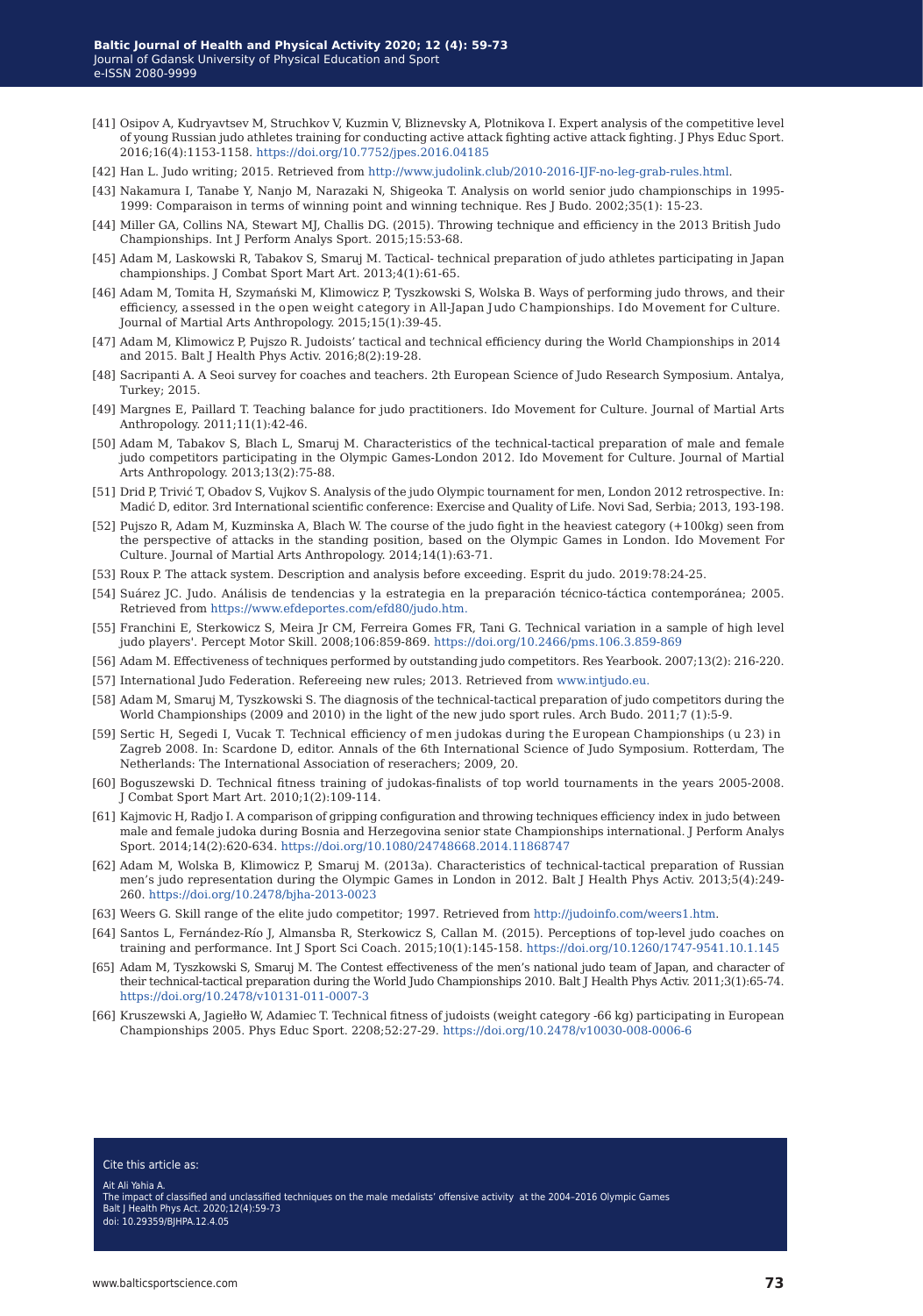[41] Osipov A, Kudryavtsev M, Struchkov V, Kuzmin V, Bliznevsky A, Plotnikova I. Expert analysis of the competitive level of young Russian judo athletes training for conducting active attack fighting active attack fighting. J Phys Educ Sport. 2016;16(4):1153-1158. https://doi.org/10.7752/jpes.2016.04185

[42] Han L. Judo writing; 2015. Retrieved from http://www.judolink.club/2010-2016-IJF-no-leg-grab-rules.html.

[43] Nakamura I, Tanabe Y, Nanjo M, Narazaki N, Shigeoka T. Analysis on world senior judo championschips in 1995-1999: Comparaison in terms of winning point and winning technique. Res J Budo. 2002;35(1): 15-23.

[44] Miller GA, Collins NA, Stewart MJ, Challis DG. (2015). Throwing technique and efficiency in the 2013 British Judo Championships. Int J Perform Analys Sport. 2015;15:53-68.

[45] Adam M, Laskowski R, Tabakov S, Smaruj M. Tactical- technical preparation of judo athletes participating in Japan championships. J Combat Sport Mart Art. 2013;4(1):61-65.

[46] Adam M, Tomita H, Szymański M, Klimowicz P, Tyszkowski S, Wolska B. Ways of performing judo throws, and their efficiency, assessed in the open weight category in All-Japan Judo Championships. Ido Movement for Culture. Journal of Martial Arts Anthropology. 2015;15(1):39-45.

[47] Adam M, Klimowicz P, Pujszo R. Judoists' tactical and technical efficiency during the World Championships in 2014 and 2015. Balt J Health Phys Activ. 2016;8(2):19-28.

[48] Sacripanti A. A Seoi survey for coaches and teachers. 2th European Science of Judo Research Symposium. Antalya, Turkey; 2015.

[49] Margnes E, Paillard T. Teaching balance for judo practitioners. Ido Movement for Culture. Journal of Martial Arts Anthropology. 2011;11(1):42-46.

[50] Adam M, Tabakov S, Blach L, Smaruj M. Characteristics of the technical-tactical preparation of male and female judo competitors participating in the Olympic Games-London 2012. Ido Movement for Culture. Journal of Martial Arts Anthropology. 2013;13(2):75-88.

[51] Drid P, Trivić T, Obadov S, Vujkov S. Analysis of the judo Olympic tournament for men, London 2012 retrospective. In: Madić D, editor. 3rd International scientific conference: Exercise and Quality of Life. Novi Sad, Serbia; 2013, 193-198.

[52] Pujszo R, Adam M, Kuzminska A, Blach W. The course of the judo fight in the heaviest category (+100kg) seen from the perspective of attacks in the standing position, based on the Olympic Games in London. Ido Movement For Culture. Journal of Martial Arts Anthropology. 2014;14(1):63-71.

[53] Roux P. The attack system. Description and analysis before exceeding. Esprit du judo. 2019:78:24-25.

[54] Suárez JC. Judo. Análisis de tendencias y la estrategia en la preparación técnico-táctica contemporánea; 2005. Retrieved from https://www.efdeportes.com/efd80/judo.htm.

[55] Franchini E, Sterkowicz S, Meira Jr CM, Ferreira Gomes FR, Tani G. Technical variation in a sample of high level judo players'. Percept Motor Skill. 2008;106:859-869. https://doi.org/10.2466/pms.106.3.859-869

[56] Adam M. Effectiveness of techniques performed by outstanding judo competitors. Res Yearbook. 2007;13(2): 216-220.

[57] International Judo Federation. Refereeing new rules; 2013. Retrieved from www.intjudo.eu.

[58] Adam M, Smaruj M, Tyszkowski S. The diagnosis of the technical-tactical preparation of judo competitors during the World Championships (2009 and 2010) in the light of the new judo sport rules. Arch Budo. 2011;7 (1):5-9.

[59] Sertic H, Segedi I, Vucak T. Technical efficiency of men judokas during the European Championships (u 23) in Zagreb 2008. In: Scardone D, editor. Annals of the 6th International Science of Judo Symposium. Rotterdam, The Netherlands: The International Association of reserachers; 2009, 20.

[60] Boguszewski D. Technical fitness training of judokas-finalists of top world tournaments in the years 2005-2008. J Combat Sport Mart Art. 2010;1(2):109-114.

[61] Kajmovic H, Radjo I. A comparison of gripping configuration and throwing techniques efficiency index in judo between male and female judoka during Bosnia and Herzegovina senior state Championships international. J Perform Analys Sport. 2014;14(2):620-634. https://doi.org/10.1080/24748668.2014.11868747

[62] Adam M, Wolska B, Klimowicz P, Smaruj M. (2013a). Characteristics of technical-tactical preparation of Russian men's judo representation during the Olympic Games in London in 2012. Balt J Health Phys Activ. 2013;5(4):249-260. https://doi.org/10.2478/bjha-2013-0023

[63] Weers G. Skill range of the elite judo competitor; 1997. Retrieved from http://judoinfo.com/weers1.htm.

[64] Santos L, Fernández-Río J, Almansba R, Sterkowicz S, Callan M. (2015). Perceptions of top-level judo coaches on training and performance. Int J Sport Sci Coach. 2015;10(1):145-158. https://doi.org/10.1260/1747-9541.10.1.145

[65] Adam M, Tyszkowski S, Smaruj M. The Contest effectiveness of the men's national judo team of Japan, and character of their technical-tactical preparation during the World Judo Championships 2010. Balt J Health Phys Activ. 2011;3(1):65-74. https://doi.org/10.2478/v10131-011-0007-3

[66] Kruszewski A, Jagiełło W, Adamiec T. Technical fitness of judoists (weight category -66 kg) participating in European Championships 2005. Phys Educ Sport. 2208;52:27-29. https://doi.org/10.2478/v10030-008-0006-6

Cite this article as:

Ait Ali Yahia A.
The impact of classified and unclassified techniques on the male medalists' offensive activity at the 2004–2016 Olympic Games
Balt J Health Phys Act. 2020;12(4):59-73
doi: 10.29359/BJHPA.12.4.05